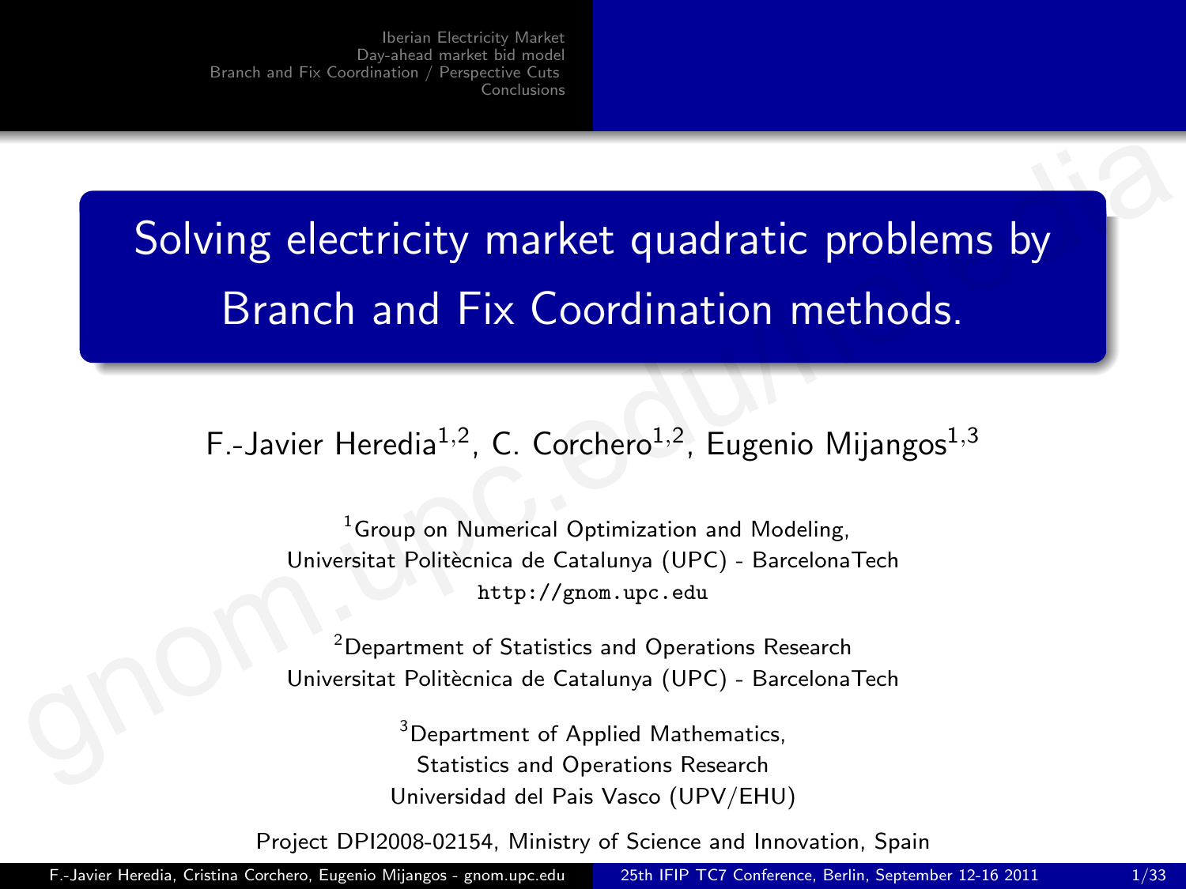# Solving electricity market quadratic problems by Branch and Fix Coordination methods.

F.-Javier Heredia[1,2], C. Corchero[1,2], Eugenio Mijangos[1,3]

[1]Group on Numerical Optimization and Modeling,
Universitat Politècnica de Catalunya (UPC) - BarcelonaTech
http://gnom.upc.edu

[2]Department of Statistics and Operations Research
Universitat Politècnica de Catalunya (UPC) - BarcelonaTech

[3]Department of Applied Mathematics,
Statistics and Operations Research
Universidad del Pais Vasco (UPV/EHU)

Project DPI2008-02154, Ministry of Science and Innovation, Spain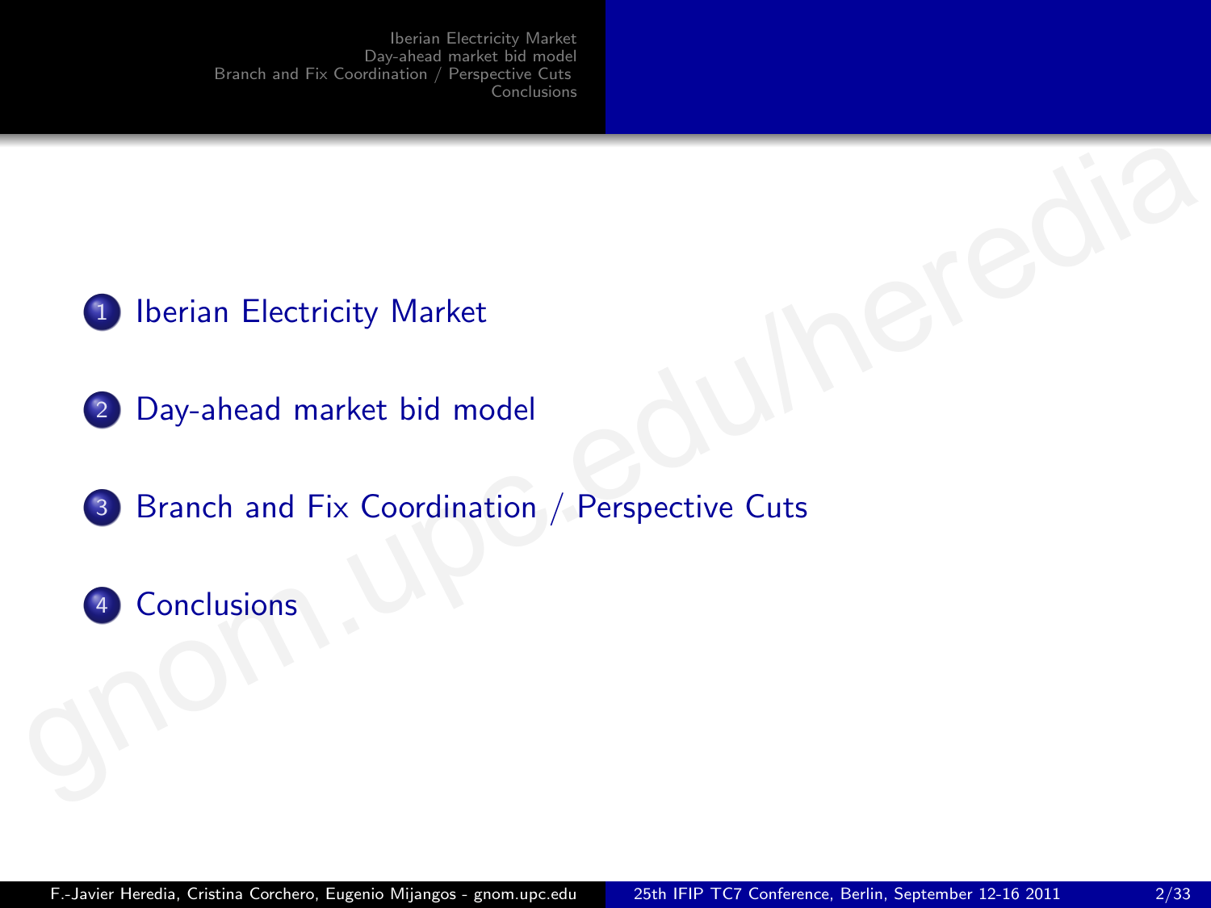1. Iberian Electricity Market
2. Day-ahead market bid model
3. Branch and Fix Coordination / Perspective Cuts
4. Conclusions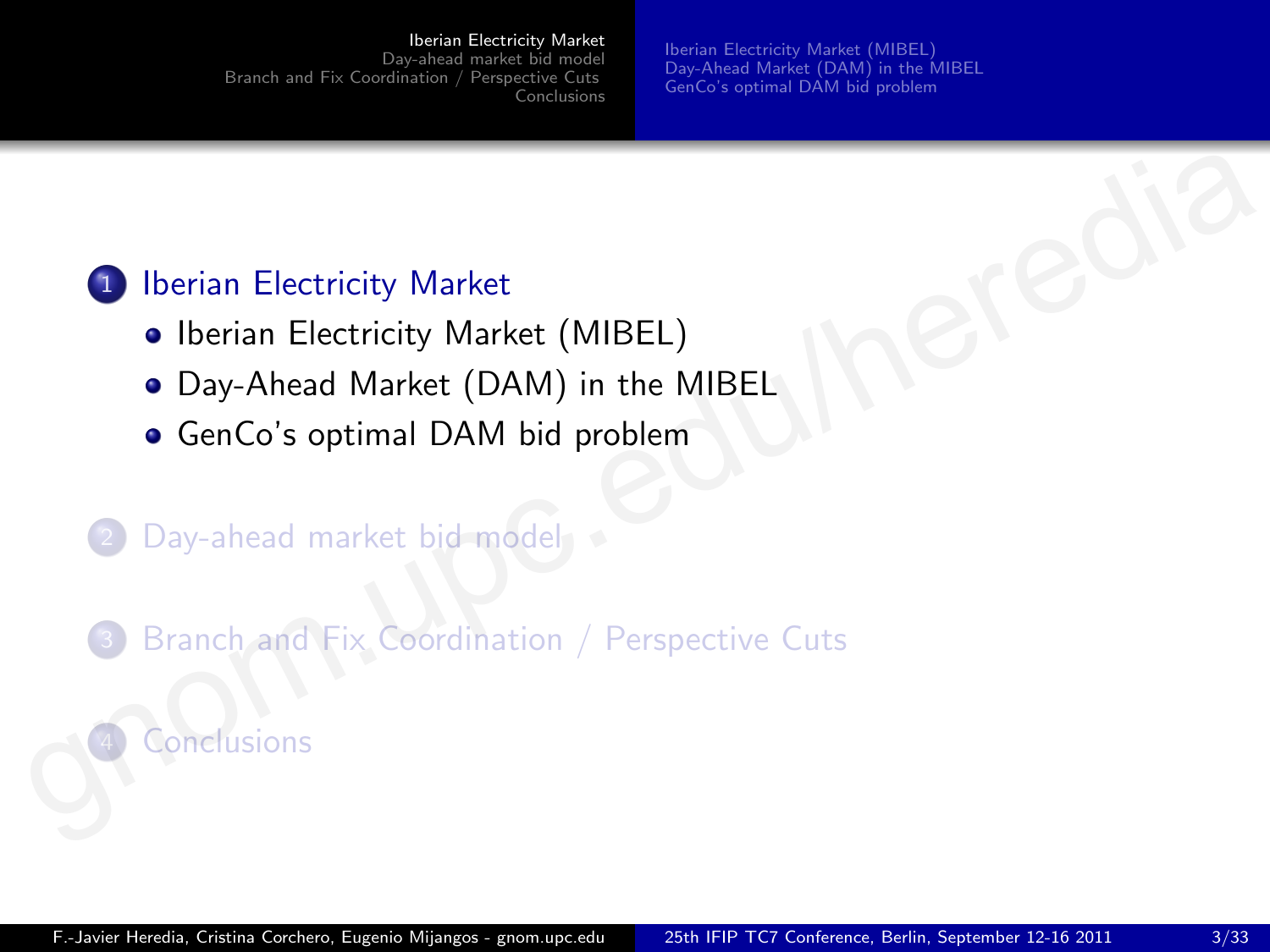1. Iberian Electricity Market
   - Iberian Electricity Market (MIBEL)
   - Day-Ahead Market (DAM) in the MIBEL
   - GenCo's optimal DAM bid problem

2. Day-ahead market bid model

3. Branch and Fix Coordination / Perspective Cuts

4. Conclusions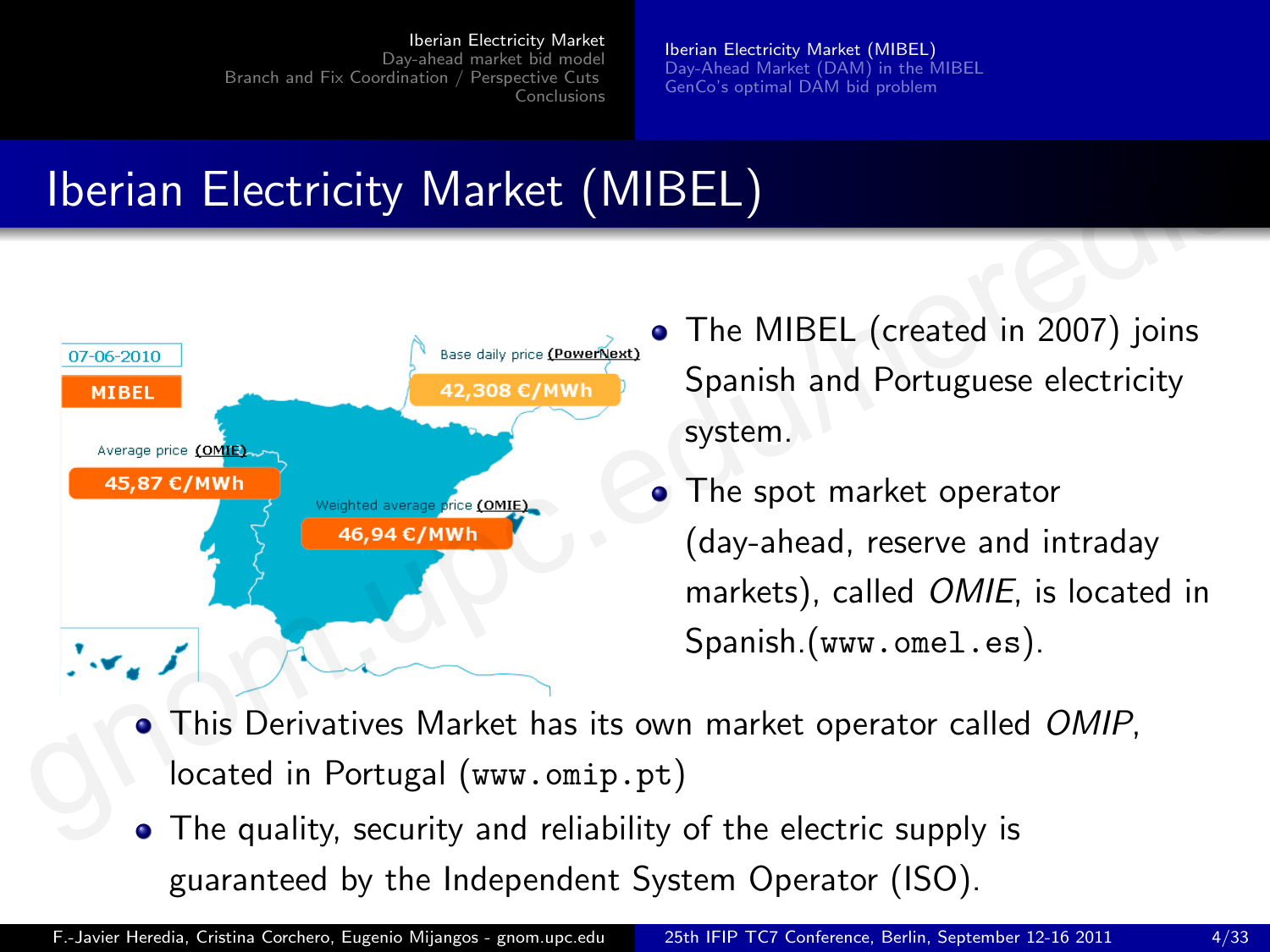# Iberian Electricity Market (MIBEL)

07-06-2010

MIBEL

Average price (OMIE) 45,87 €/MWh

Base daily price (PowerNext) 42,308 €/MWh

Weighted average price (OMIE) 46,94 €/MWh

- The MIBEL (created in 2007) joins Spanish and Portuguese electricity system.
- The spot market operator (day-ahead, reserve and intraday markets), called *OMIE*, is located in Spanish.(`www.omel.es`).
- This Derivatives Market has its own market operator called *OMIP*, located in Portugal (`www.omip.pt`)
- The quality, security and reliability of the electric supply is guaranteed by the Independent System Operator (ISO).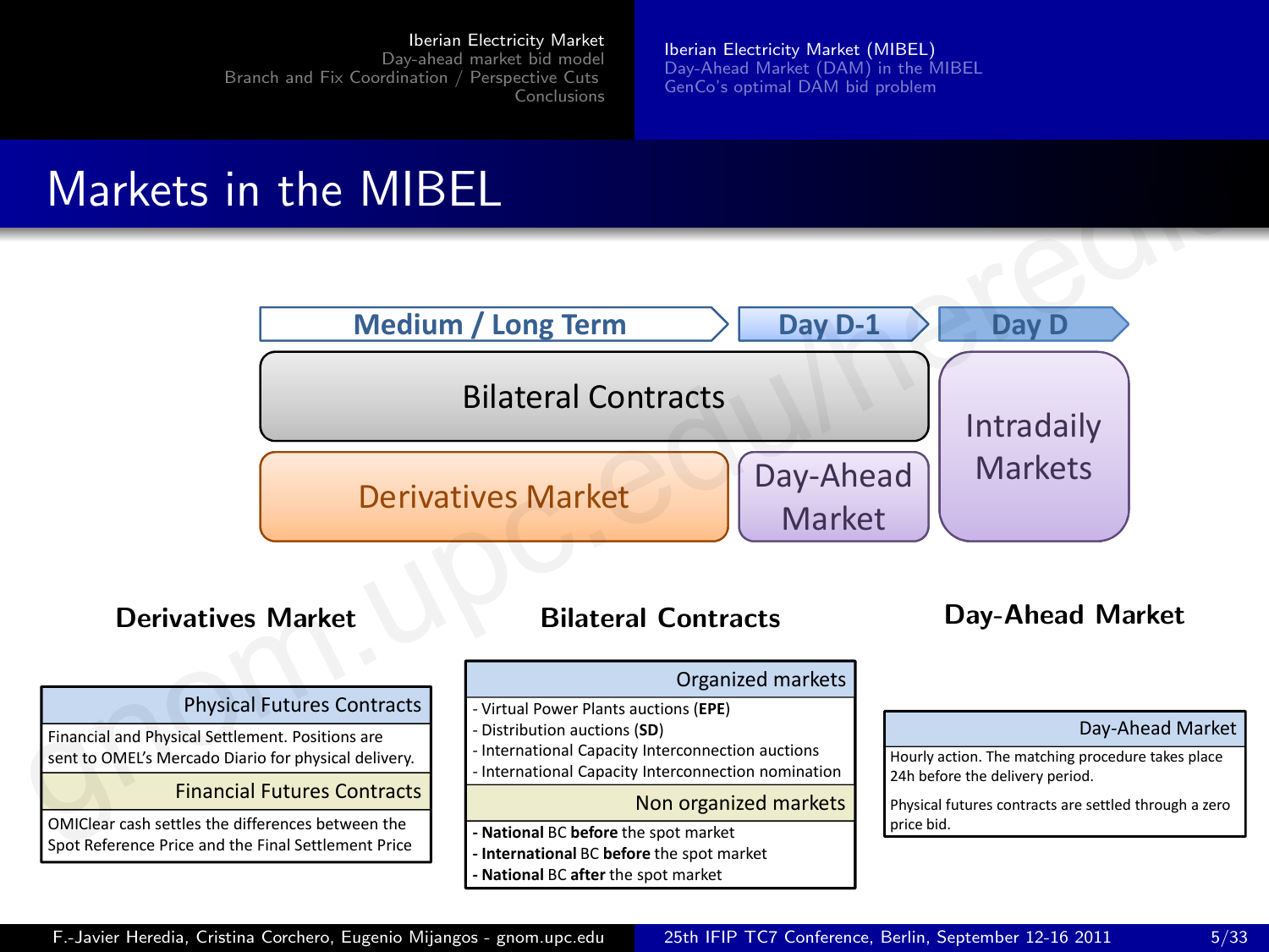# Markets in the MIBEL

| Medium / Long Term | Day D-1 | Day D |
|---|---|---|
| Bilateral Contracts | Bilateral Contracts | Intradaily Markets |
| Derivatives Market | Day-Ahead Market | Intradaily Markets |

### Derivatives Market

| Physical Futures Contracts |
|---|
| Financial and Physical Settlement. Positions are sent to OMEL's Mercado Diario for physical delivery. |
| **Financial Futures Contracts** |
| OMIClear cash settles the differences between the Spot Reference Price and the Final Settlement Price |

### Bilateral Contracts

| Organized markets |
|---|
| - Virtual Power Plants auctions (**EPE**)<br>- Distribution auctions (**SD**)<br>- International Capacity Interconnection auctions<br>- International Capacity Interconnection nomination |
| **Non organized markets** |
| **- National** BC **before** the spot market<br>**- International** BC **before** the spot market<br>**- National** BC **after** the spot market |

### Day-Ahead Market

| Day-Ahead Market |
|---|
| Hourly action. The matching procedure takes place 24h before the delivery period.<br>Physical futures contracts are settled through a zero price bid. |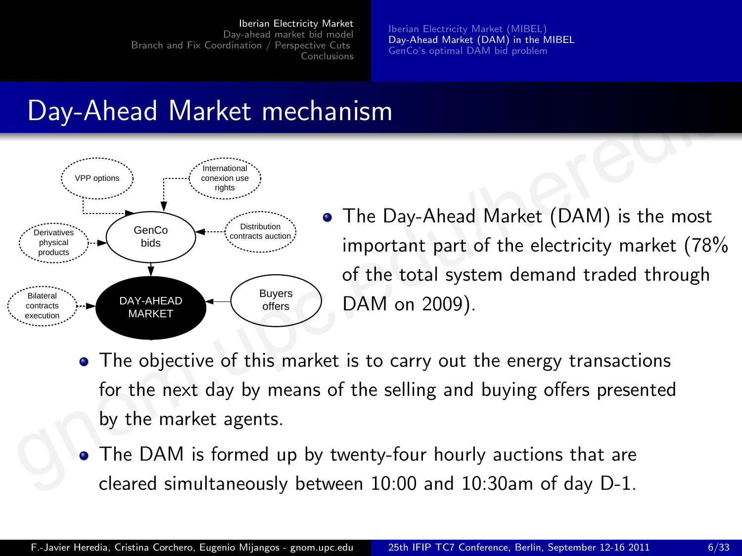# Day-Ahead Market mechanism

- The Day-Ahead Market (DAM) is the most important part of the electricity market (78% of the total system demand traded through DAM on 2009).
- The objective of this market is to carry out the energy transactions for the next day by means of the selling and buying offers presented by the market agents.
- The DAM is formed up by twenty-four hourly auctions that are cleared simultaneously between 10:00 and 10:30am of day D-1.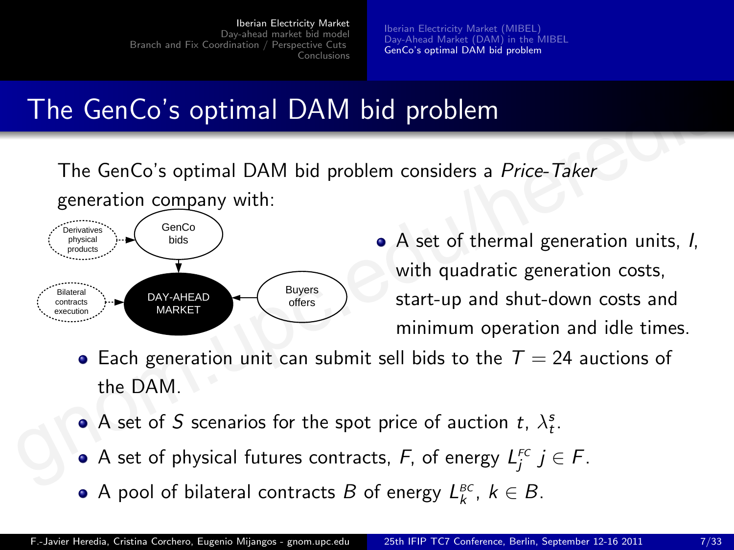# The GenCo's optimal DAM bid problem

The GenCo's optimal DAM bid problem considers a *Price-Taker* generation company with:

Derivatives physical products

GenCo bids

Bilateral contracts execution

DAY-AHEAD MARKET

Buyers offers

- A set of thermal generation units, $I$, with quadratic generation costs, start-up and shut-down costs and minimum operation and idle times.
- Each generation unit can submit sell bids to the $T = 24$ auctions of the DAM.
- A set of $S$ scenarios for the spot price of auction $t$, $\lambda_t^s$.
- A set of physical futures contracts, $F$, of energy $L_j^{FC}$ $j \in F$.
- A pool of bilateral contracts $B$ of energy $L_k^{BC}$, $k \in B$.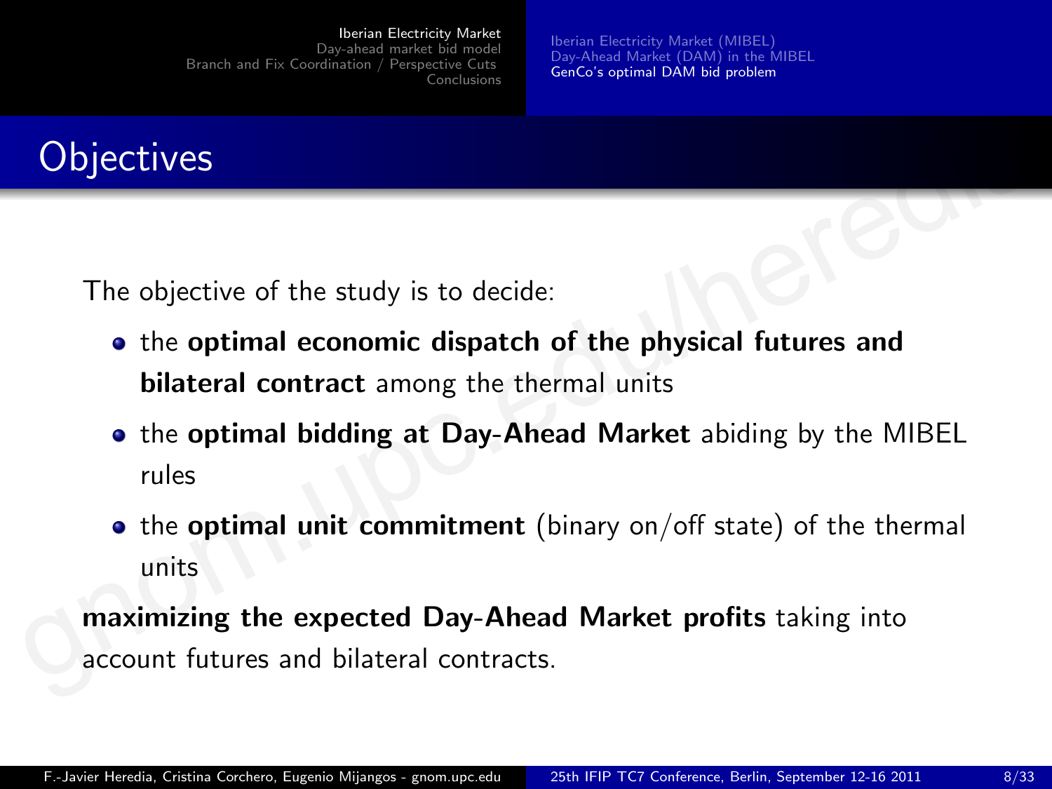# Objectives

The objective of the study is to decide:

- the **optimal economic dispatch of the physical futures and bilateral contract** among the thermal units
- the **optimal bidding at Day-Ahead Market** abiding by the MIBEL rules
- the **optimal unit commitment** (binary on/off state) of the thermal units

**maximizing the expected Day-Ahead Market profits** taking into account futures and bilateral contracts.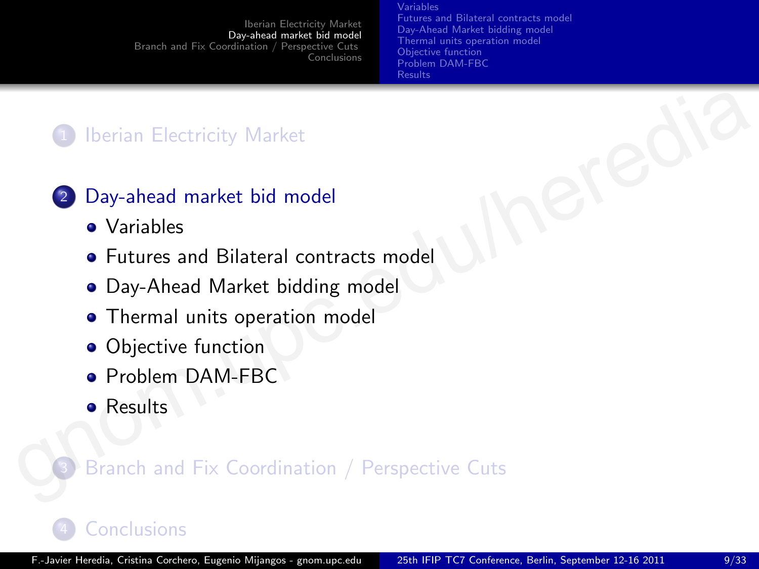1. Iberian Electricity Market

2. Day-ahead market bid model
   - Variables
   - Futures and Bilateral contracts model
   - Day-Ahead Market bidding model
   - Thermal units operation model
   - Objective function
   - Problem DAM-FBC
   - Results

3. Branch and Fix Coordination / Perspective Cuts

4. Conclusions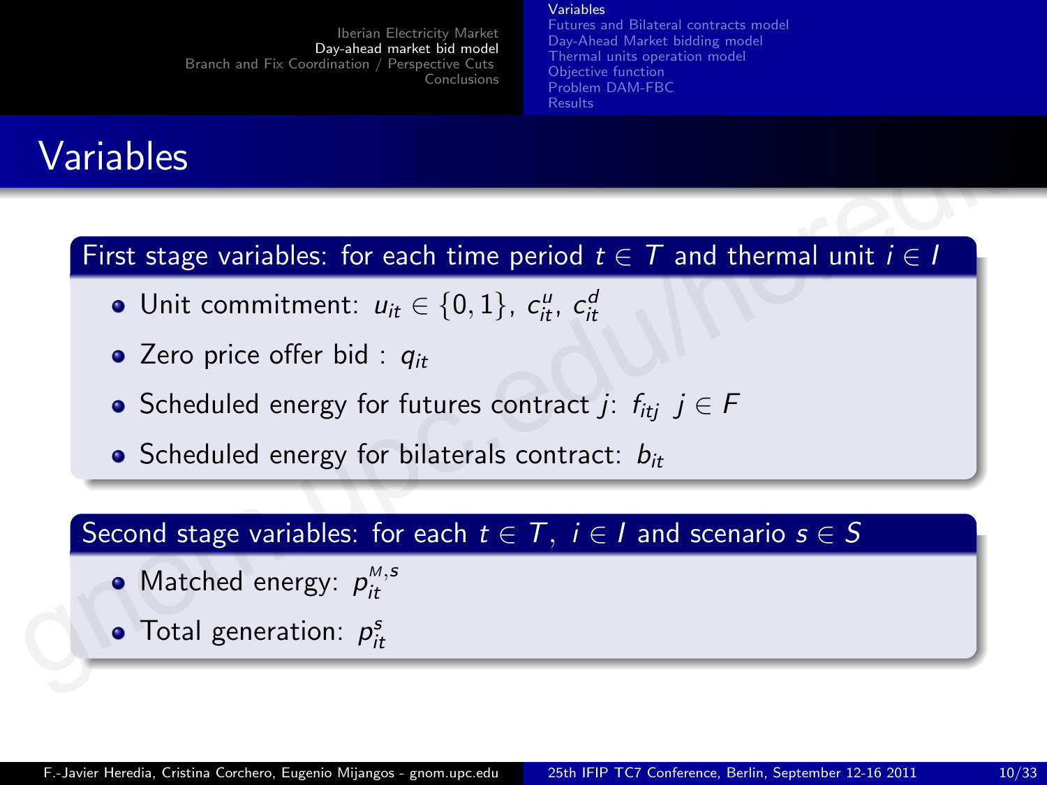# Variables

**First stage variables: for each time period $t \in T$ and thermal unit $i \in I$**

- Unit commitment: $u_{it} \in \{0,1\}$, $c^u_{it}$, $c^d_{it}$
- Zero price offer bid : $q_{it}$
- Scheduled energy for futures contract $j$: $f_{itj}$ $j \in F$
- Scheduled energy for bilaterals contract: $b_{it}$

**Second stage variables: for each $t \in T$, $i \in I$ and scenario $s \in S$**

- Matched energy: $p^{M,s}_{it}$
- Total generation: $p^s_{it}$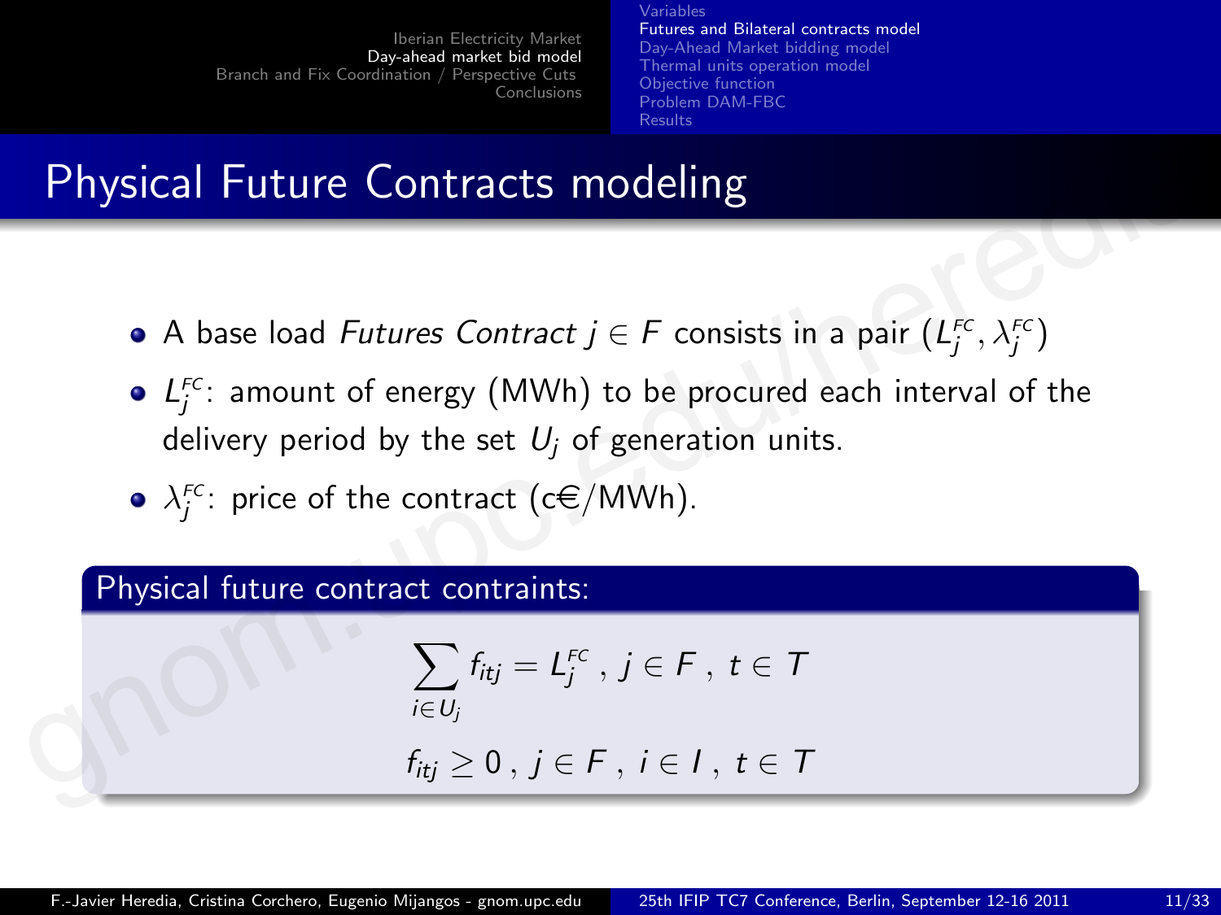# Physical Future Contracts modeling

- A base load *Futures Contract* $j \in F$ consists in a pair $(L_j^{FC}, \lambda_j^{FC})$
- $L_j^{FC}$: amount of energy (MWh) to be procured each interval of the delivery period by the set $U_j$ of generation units.
- $\lambda_j^{FC}$: price of the contract (c€/MWh).

**Physical future contract contraints:**

$$\sum_{i \in U_j} f_{itj} = L_j^{FC} \, , \; j \in F \, , \; t \in T$$

$$f_{itj} \geq 0 \, , \; j \in F \, , \; i \in I \, , \; t \in T$$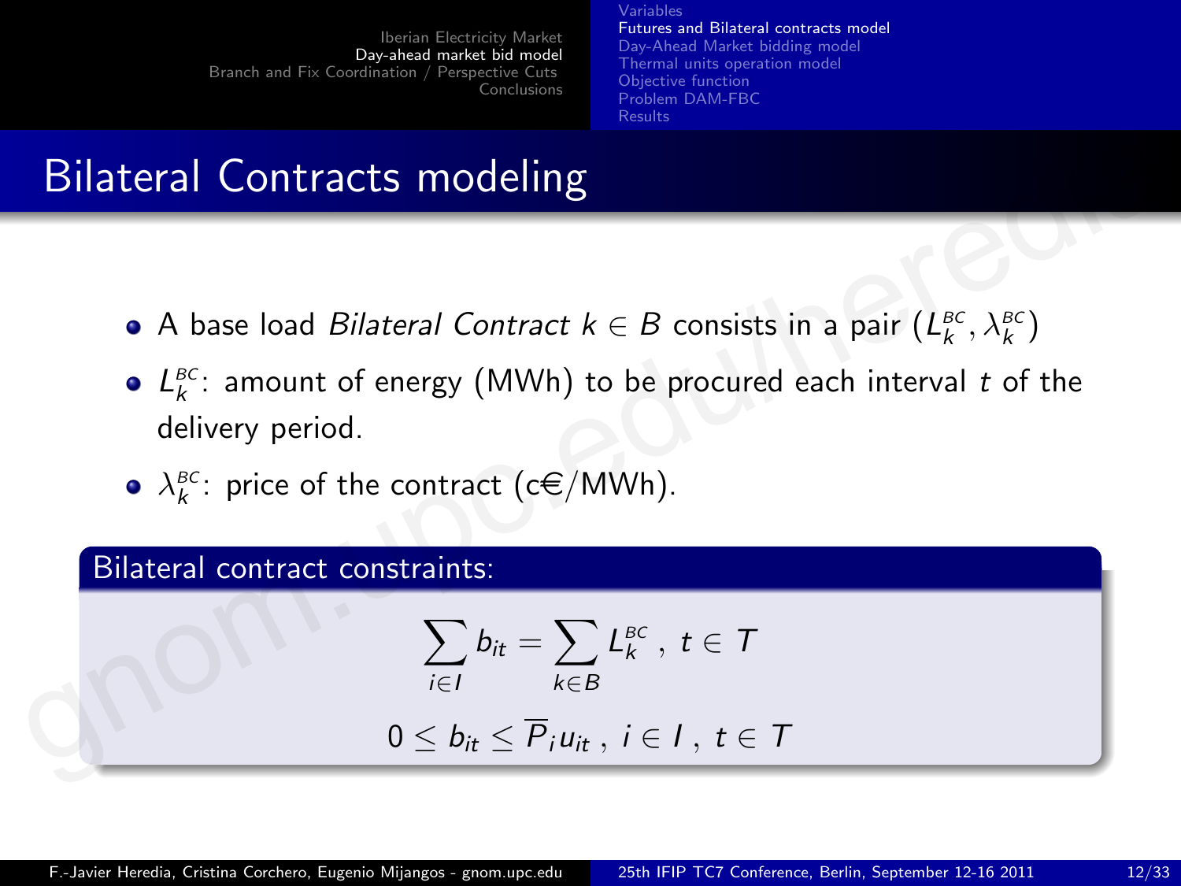# Bilateral Contracts modeling

- A base load *Bilateral Contract* $k \in B$ consists in a pair $(L_k^{BC}, \lambda_k^{BC})$
- $L_k^{BC}$: amount of energy (MWh) to be procured each interval $t$ of the delivery period.
- $\lambda_k^{BC}$: price of the contract (c€/MWh).

**Bilateral contract constraints:**

$$\sum_{i \in I} b_{it} = \sum_{k \in B} L_k^{BC} \ , \ t \in T$$

$$0 \leq b_{it} \leq \overline{P}_i u_{it} \ , \ i \in I \ , \ t \in T$$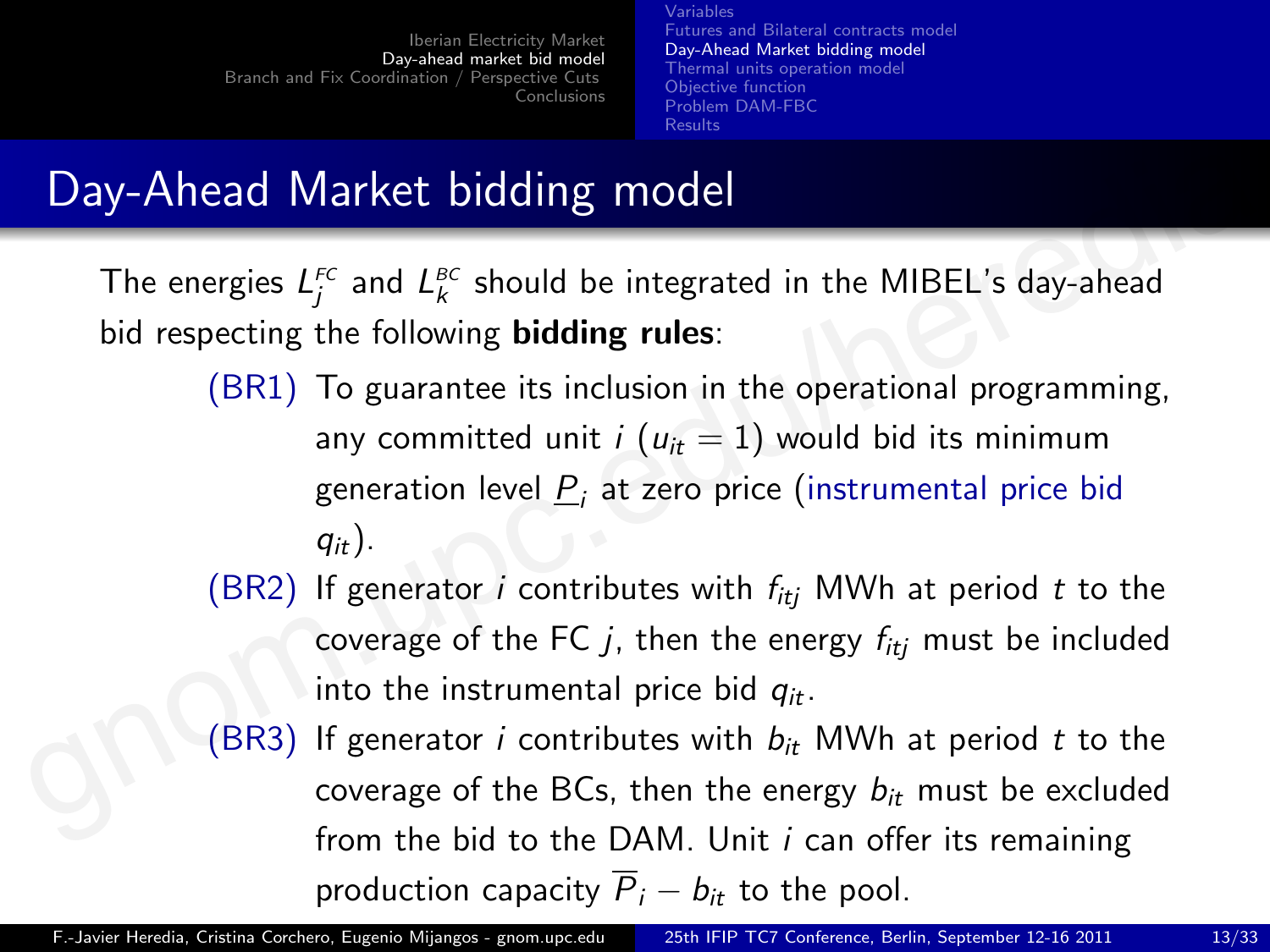# Day-Ahead Market bidding model

The energies $L_j^{FC}$ and $L_k^{BC}$ should be integrated in the MIBEL's day-ahead bid respecting the following **bidding rules**:

- (BR1) To guarantee its inclusion in the operational programming, any committed unit $i$ ($u_{it} = 1$) would bid its minimum generation level $\underline{P}_i$ at zero price (instrumental price bid $q_{it}$).
- (BR2) If generator $i$ contributes with $f_{itj}$ MWh at period $t$ to the coverage of the FC $j$, then the energy $f_{itj}$ must be included into the instrumental price bid $q_{it}$.
- (BR3) If generator $i$ contributes with $b_{it}$ MWh at period $t$ to the coverage of the BCs, then the energy $b_{it}$ must be excluded from the bid to the DAM. Unit $i$ can offer its remaining production capacity $\overline{P}_i - b_{it}$ to the pool.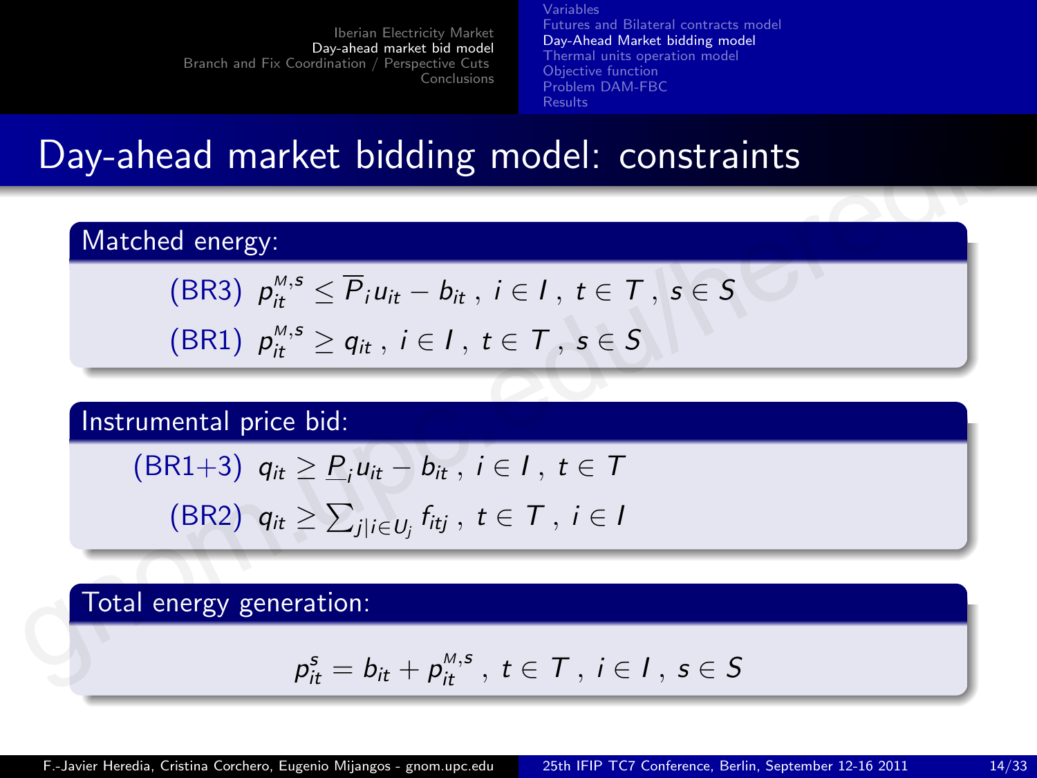# Day-ahead market bidding model: constraints

**Matched energy:**

$$\text{(BR3)} \quad p_{it}^{M,s} \leq \overline{P}_i u_{it} - b_{it} \ , \ i \in I \ , \ t \in T \ , \ s \in S$$

$$\text{(BR1)} \quad p_{it}^{M,s} \geq q_{it} \ , \ i \in I \ , \ t \in T \ , \ s \in S$$

**Instrumental price bid:**

$$\text{(BR1+3)} \quad q_{it} \geq \underline{P}_i u_{it} - b_{it} \ , \ i \in I \ , \ t \in T$$

$$\text{(BR2)} \quad q_{it} \geq \sum_{j | i \in U_j} f_{itj} \ , \ t \in T \ , \ i \in I$$

**Total energy generation:**

$$p_{it}^{s} = b_{it} + p_{it}^{M,s} \ , \ t \in T \ , \ i \in I \ , \ s \in S$$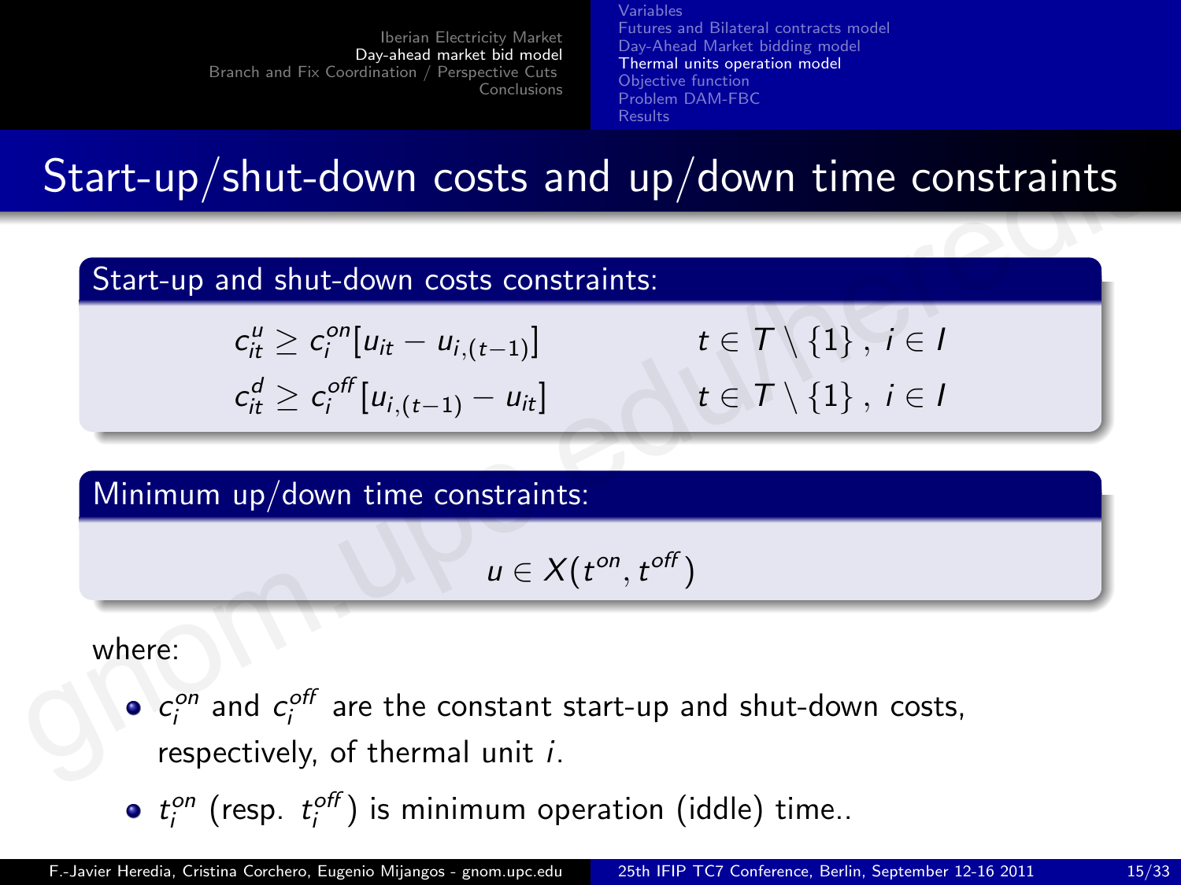# Start-up/shut-down costs and up/down time constraints

**Start-up and shut-down costs constraints:**

$$c^u_{it} \geq c^{on}_i[u_{it} - u_{i,(t-1)}] \qquad t \in T \setminus \{1\}\,,\ i \in I$$

$$c^d_{it} \geq c^{off}_i[u_{i,(t-1)} - u_{it}] \qquad t \in T \setminus \{1\}\,,\ i \in I$$

**Minimum up/down time constraints:**

$$u \in X(t^{on}, t^{off})$$

where:

- $c^{on}_i$ and $c^{off}_i$ are the constant start-up and shut-down costs, respectively, of thermal unit $i$.
- $t^{on}_i$ (resp. $t^{off}_i$) is minimum operation (iddle) time..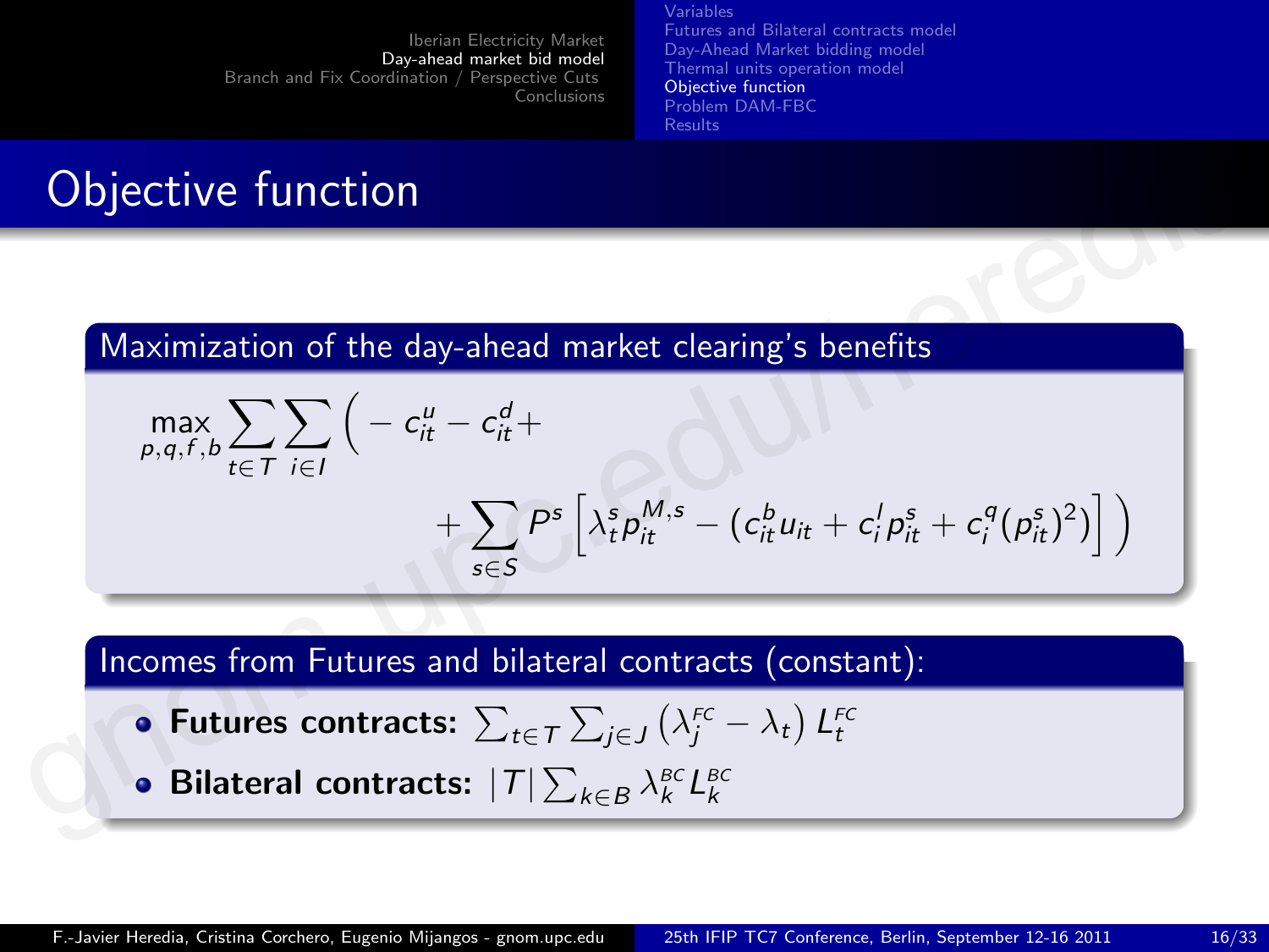# Objective function

## Maximization of the day-ahead market clearing's benefits

$$\max_{p,q,f,b} \sum_{t\in T} \sum_{i\in I} \Big( - c^u_{it} - c^d_{it} + \\ + \sum_{s\in S} P^s \left[ \lambda^s_t p^{M,s}_{it} - (c^b_{it} u_{it} + c^l_i p^s_{it} + c^q_i (p^s_{it})^2) \right] \Big)$$

## Incomes from Futures and bilateral contracts (constant):

- **Futures contracts:** $\sum_{t\in T} \sum_{j\in J} \left( \lambda^{FC}_j - \lambda_t \right) L^{FC}_t$
- **Bilateral contracts:** $|T| \sum_{k\in B} \lambda^{BC}_k L^{BC}_k$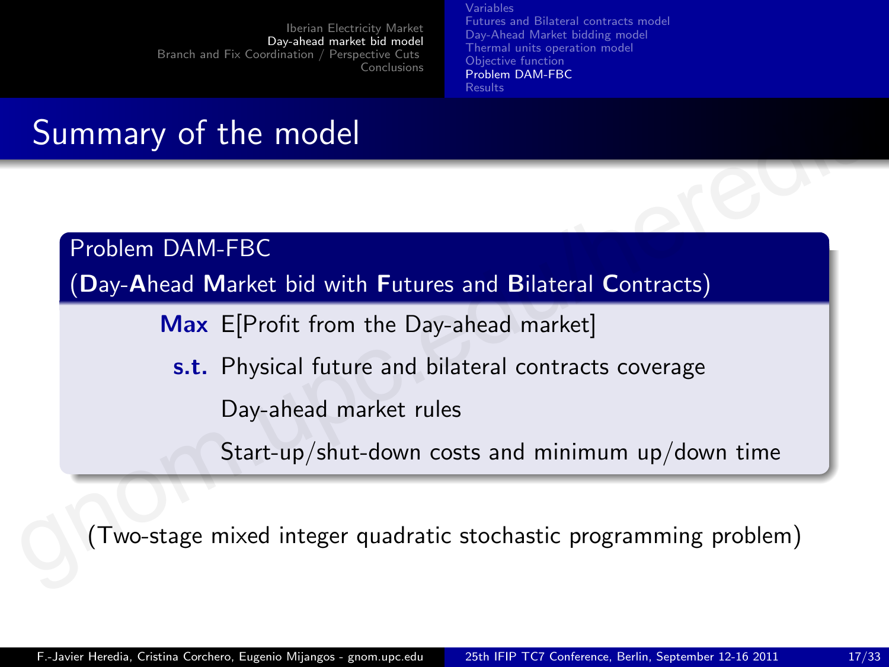## Summary of the model

**Problem DAM-FBC**

**(D**ay-**A**head **M**arket bid with **F**utures and **B**ilateral **C**ontracts**)**

**Max** E[Profit from the Day-ahead market]

**s.t.** Physical future and bilateral contracts coverage

Day-ahead market rules

Start-up/shut-down costs and minimum up/down time

(Two-stage mixed integer quadratic stochastic programming problem)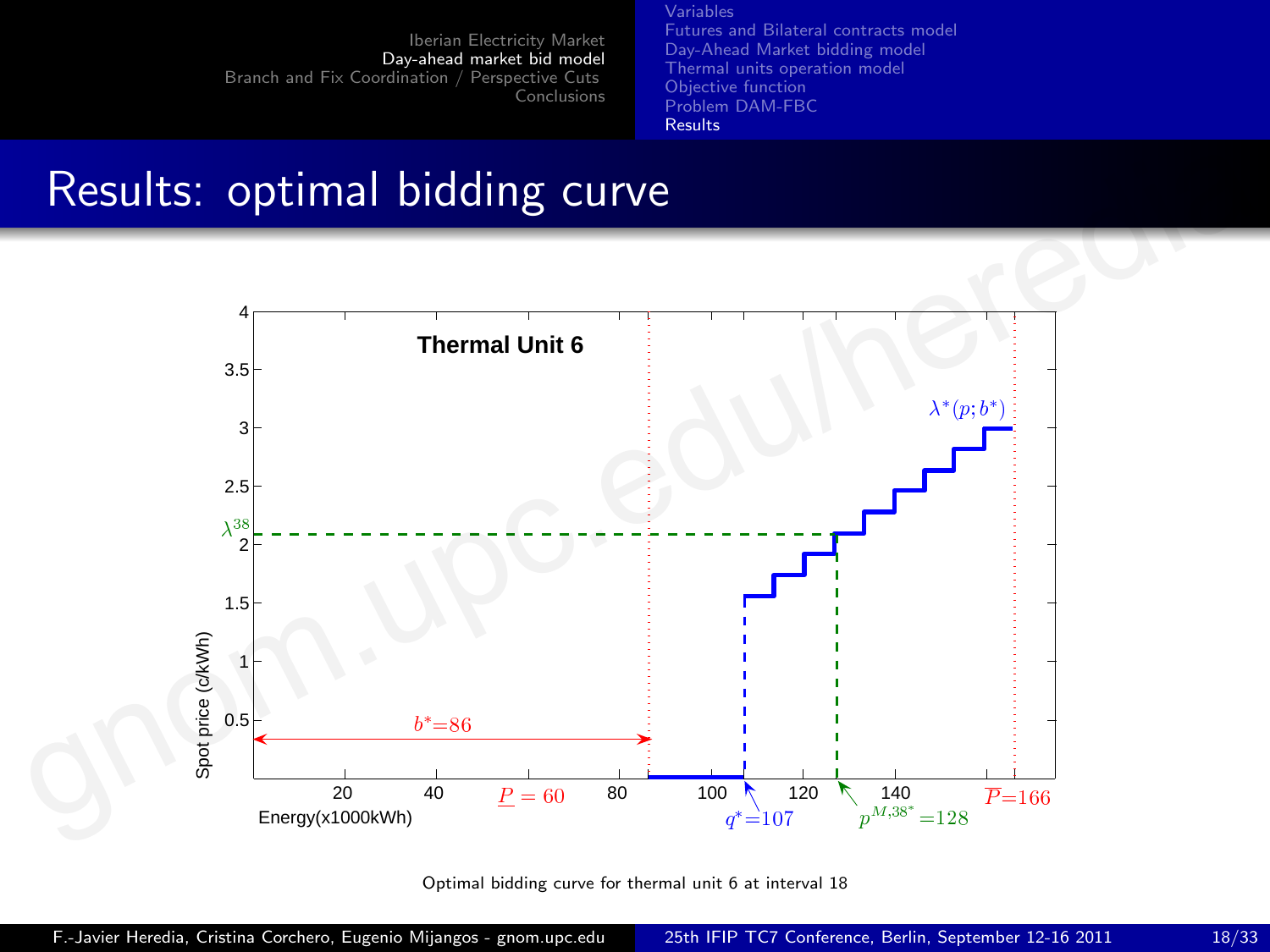# Results: optimal bidding curve

Optimal bidding curve for thermal unit 6 at interval 18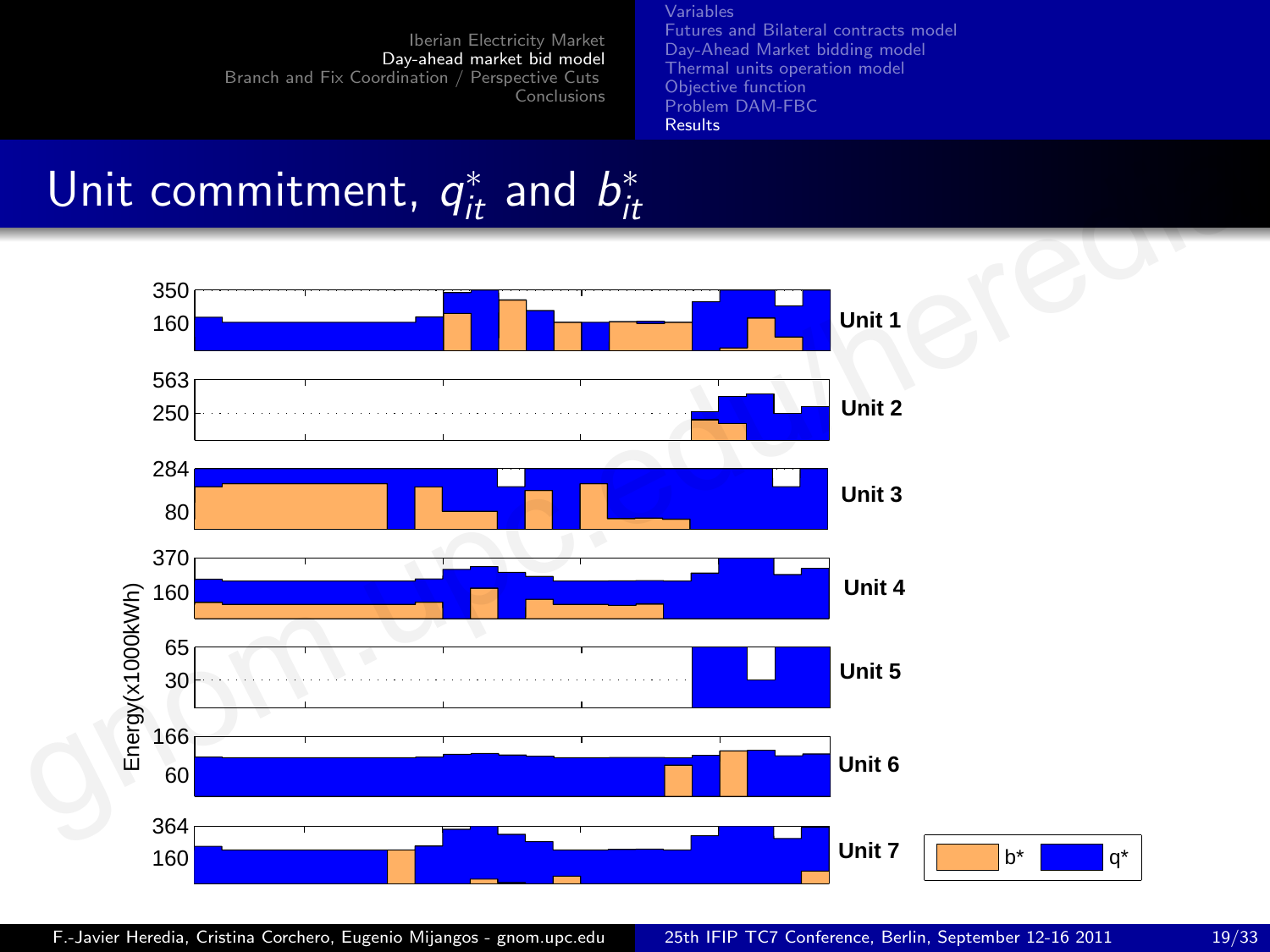# Unit commitment, $q^*_{it}$ and $b^*_{it}$

Energy(x1000kWh)

| Unit | Axis values |
|---|---|
| Unit 1 | 350, 160 |
| Unit 2 | 563, 250 |
| Unit 3 | 284, 80 |
| Unit 4 | 370, 160 |
| Unit 5 | 65, 30 |
| Unit 6 | 166, 60 |
| Unit 7 | 364, 160 |

Legend: b* q*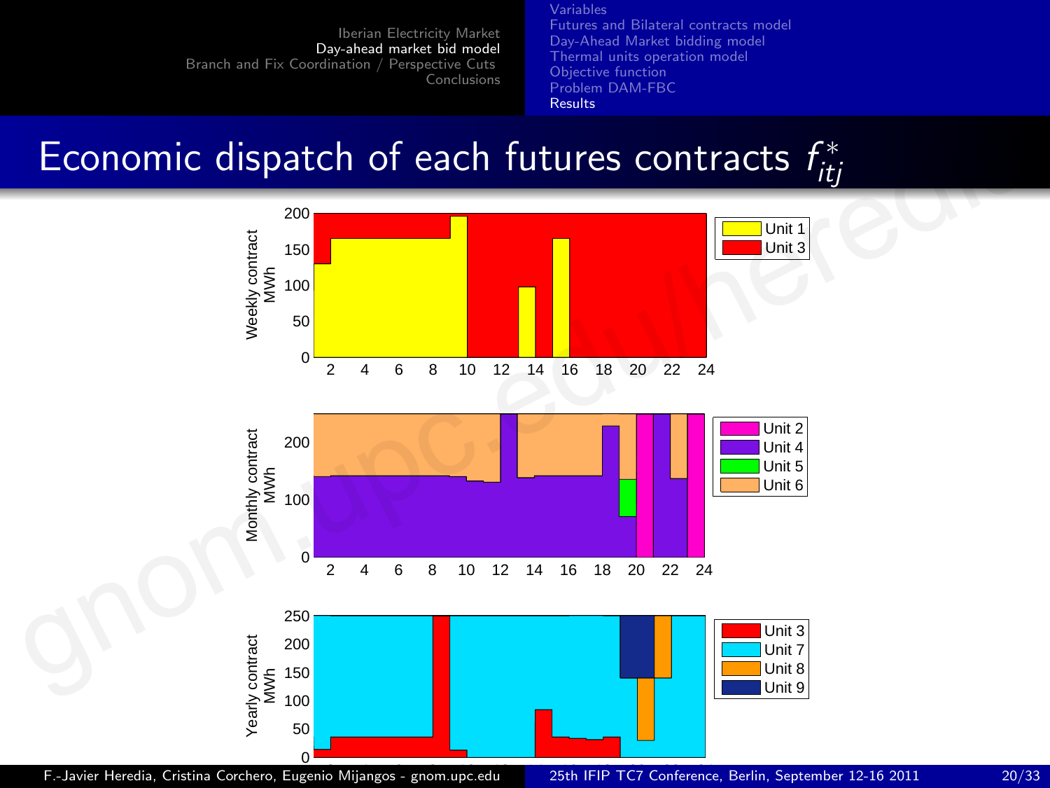# Economic dispatch of each futures contracts $f^*_{itj}$

Weekly contract MWh

Unit 1
Unit 3

Monthly contract MWh

Unit 2
Unit 4
Unit 5
Unit 6

Yearly contract MWh

Unit 3
Unit 7
Unit 8
Unit 9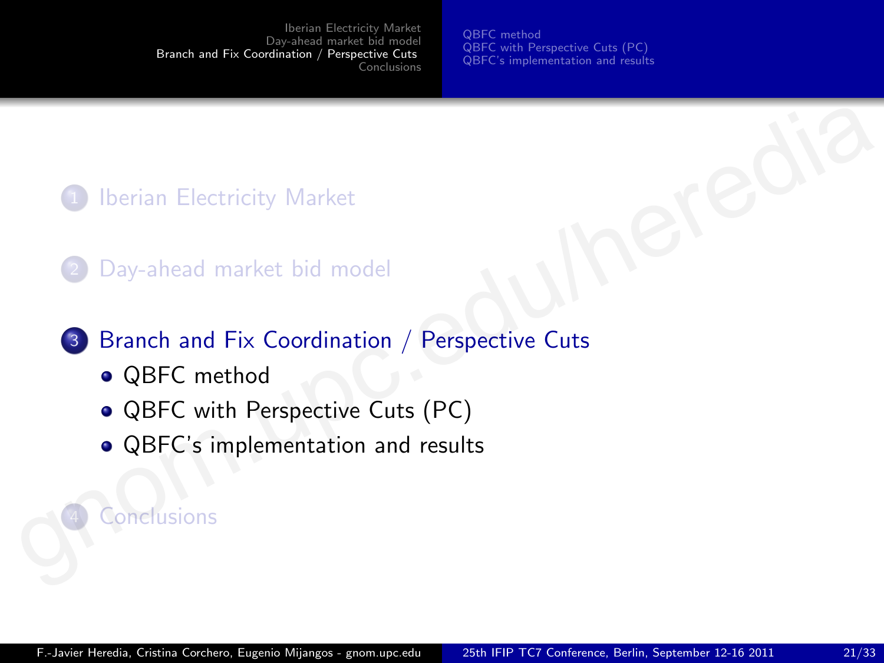1. Iberian Electricity Market
2. Day-ahead market bid model
3. Branch and Fix Coordination / Perspective Cuts
   - QBFC method
   - QBFC with Perspective Cuts (PC)
   - QBFC's implementation and results
4. Conclusions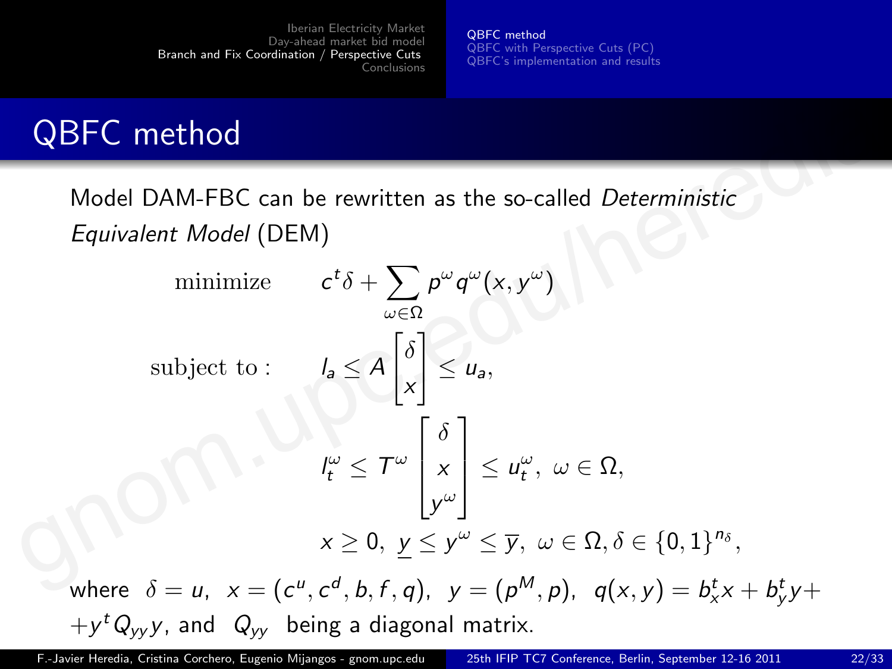# QBFC method

Model DAM-FBC can be rewritten as the so-called *Deterministic Equivalent Model* (DEM)

$$
\begin{aligned}
\text{minimize} \quad & c^t\delta + \sum_{\omega\in\Omega} p^\omega q^\omega(x, y^\omega) \\
\text{subject to :} \quad & l_a \le A \begin{bmatrix} \delta \\ x \end{bmatrix} \le u_a, \\
& l_t^\omega \le T^\omega \begin{bmatrix} \delta \\ x \\ y^\omega \end{bmatrix} \le u_t^\omega, \ \omega \in \Omega, \\
& x \ge 0, \ \underline{y} \le y^\omega \le \overline{y}, \ \omega \in \Omega, \delta \in \{0,1\}^{n_\delta},
\end{aligned}
$$

where $\delta = u$, $x = (c^u, c^d, b, f, q)$, $y = (p^M, p)$, $q(x,y) = b_x^t x + b_y^t y + y^t Q_{yy} y$, and $Q_{yy}$ being a diagonal matrix.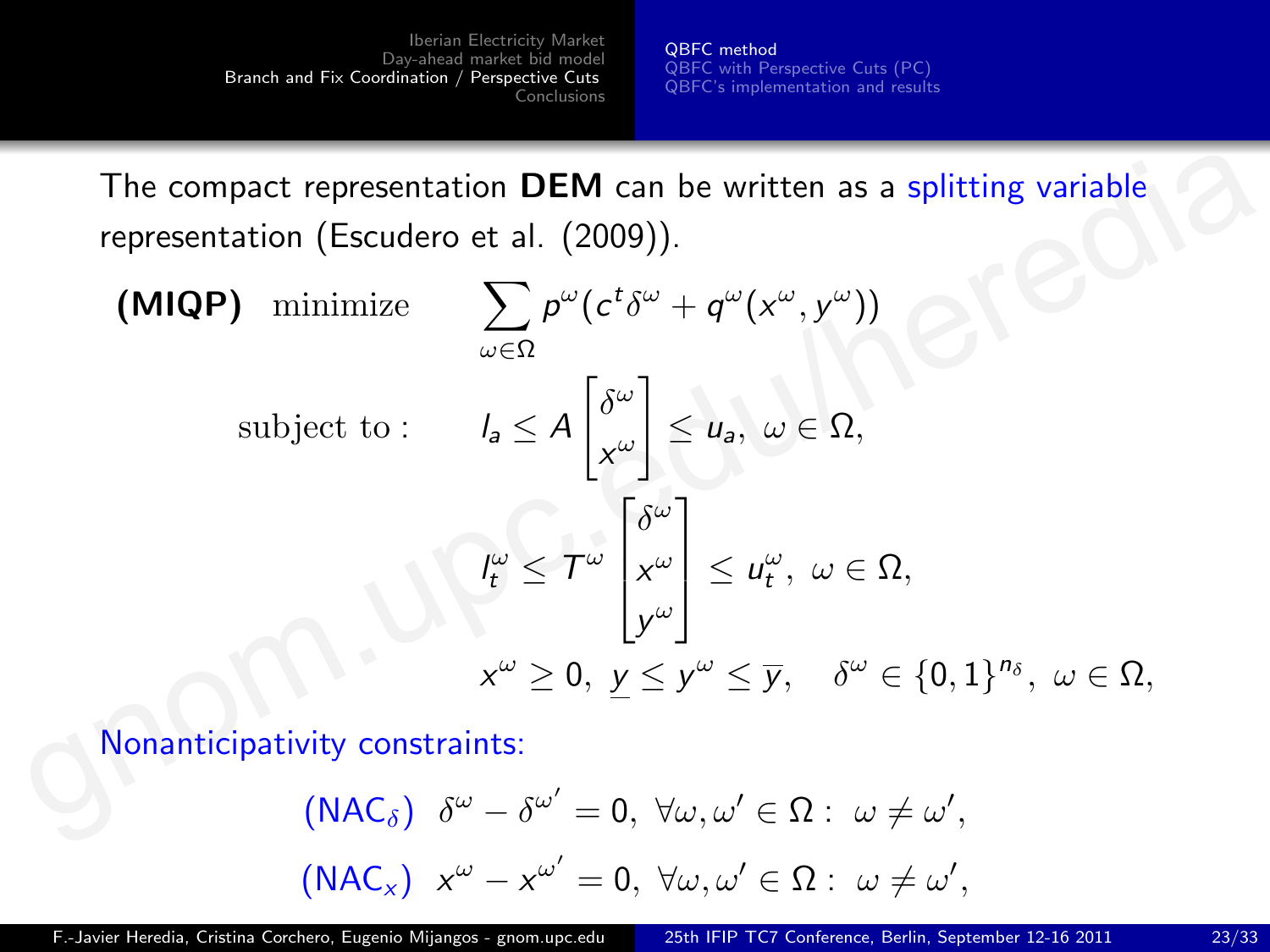The compact representation **DEM** can be written as a splitting variable representation (Escudero et al. (2009)).

$$
\textbf{(MIQP)} \quad \text{minimize} \quad \sum_{\omega \in \Omega} p^{\omega}(c^t \delta^{\omega} + q^{\omega}(x^{\omega}, y^{\omega}))
$$

$$
\text{subject to :} \quad l_a \leq A \begin{bmatrix} \delta^{\omega} \\ x^{\omega} \end{bmatrix} \leq u_a, \ \omega \in \Omega,
$$

$$
l_t^{\omega} \leq T^{\omega} \begin{bmatrix} \delta^{\omega} \\ x^{\omega} \\ y^{\omega} \end{bmatrix} \leq u_t^{\omega}, \ \omega \in \Omega,
$$

$$
x^{\omega} \geq 0, \ \underline{y} \leq y^{\omega} \leq \overline{y}, \quad \delta^{\omega} \in \{0,1\}^{n_{\delta}}, \ \omega \in \Omega,
$$

Nonanticipativity constraints:

$$
(\text{NAC}_{\delta}) \quad \delta^{\omega} - \delta^{\omega'} = 0, \ \forall \omega, \omega' \in \Omega : \ \omega \neq \omega',
$$

$$
(\text{NAC}_{x}) \quad x^{\omega} - x^{\omega'} = 0, \ \forall \omega, \omega' \in \Omega : \ \omega \neq \omega',
$$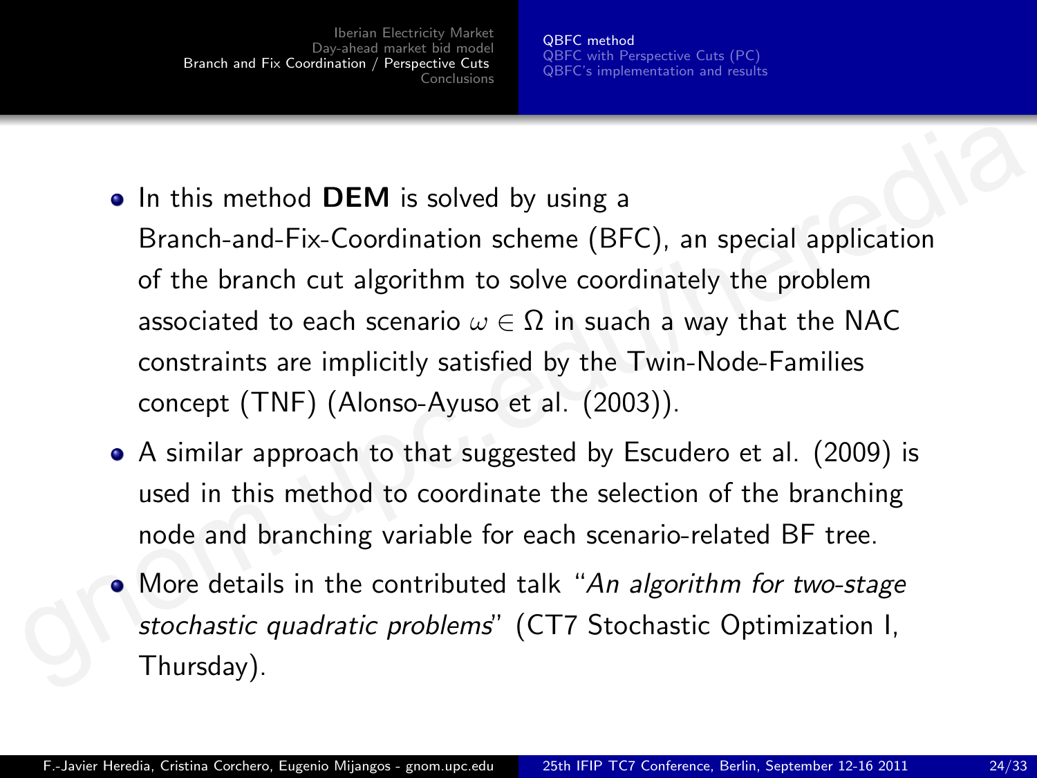- In this method **DEM** is solved by using a Branch-and-Fix-Coordination scheme (BFC), an special application of the branch cut algorithm to solve coordinately the problem associated to each scenario $\omega \in \Omega$ in suach a way that the NAC constraints are implicitly satisfied by the Twin-Node-Families concept (TNF) (Alonso-Ayuso et al. (2003)).
- A similar approach to that suggested by Escudero et al. (2009) is used in this method to coordinate the selection of the branching node and branching variable for each scenario-related BF tree.
- More details in the contributed talk "*An algorithm for two-stage stochastic quadratic problems*" (CT7 Stochastic Optimization I, Thursday).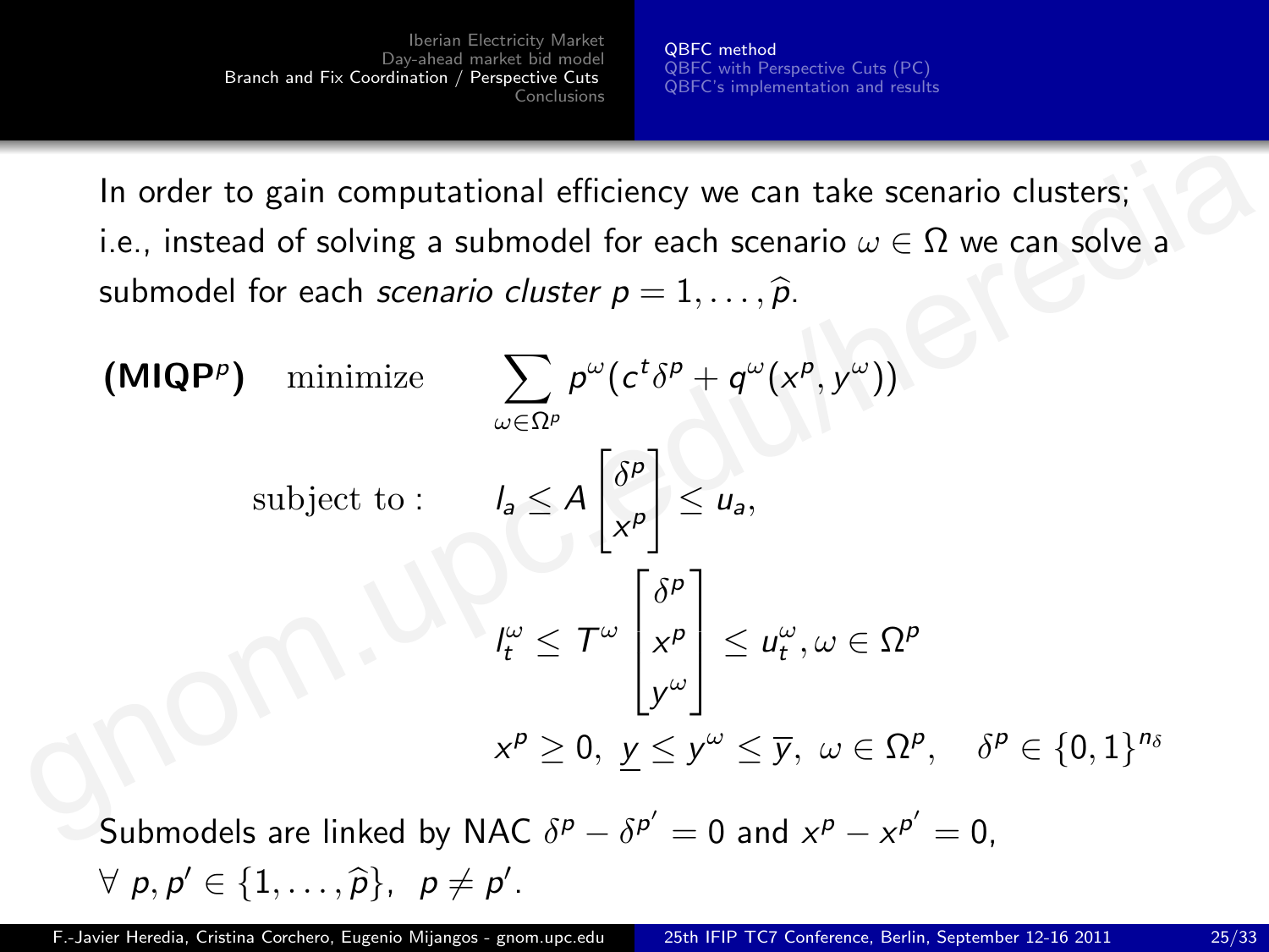In order to gain computational efficiency we can take scenario clusters; i.e., instead of solving a submodel for each scenario $\omega \in \Omega$ we can solve a submodel for each *scenario cluster* $p = 1, \ldots, \widehat{p}$.

$$
\textbf{(MIQP}^p\textbf{)} \quad \text{minimize} \quad \sum_{\omega \in \Omega^p} p^\omega \left( c^t \delta^p + q^\omega(x^p, y^\omega) \right)
$$

$$
\text{subject to :} \quad l_a \leq A \begin{bmatrix} \delta^p \\ x^p \end{bmatrix} \leq u_a,
$$

$$
l_t^\omega \leq T^\omega \begin{bmatrix} \delta^p \\ x^p \\ y^\omega \end{bmatrix} \leq u_t^\omega, \omega \in \Omega^p
$$

$$
x^p \geq 0, \ \underline{y} \leq y^\omega \leq \overline{y}, \ \omega \in \Omega^p, \quad \delta^p \in \{0,1\}^{n_\delta}
$$

Submodels are linked by NAC $\delta^p - \delta^{p'} = 0$ and $x^p - x^{p'} = 0$, $\forall \ p, p' \in \{1, \ldots, \widehat{p}\}, \ \ p \neq p'$.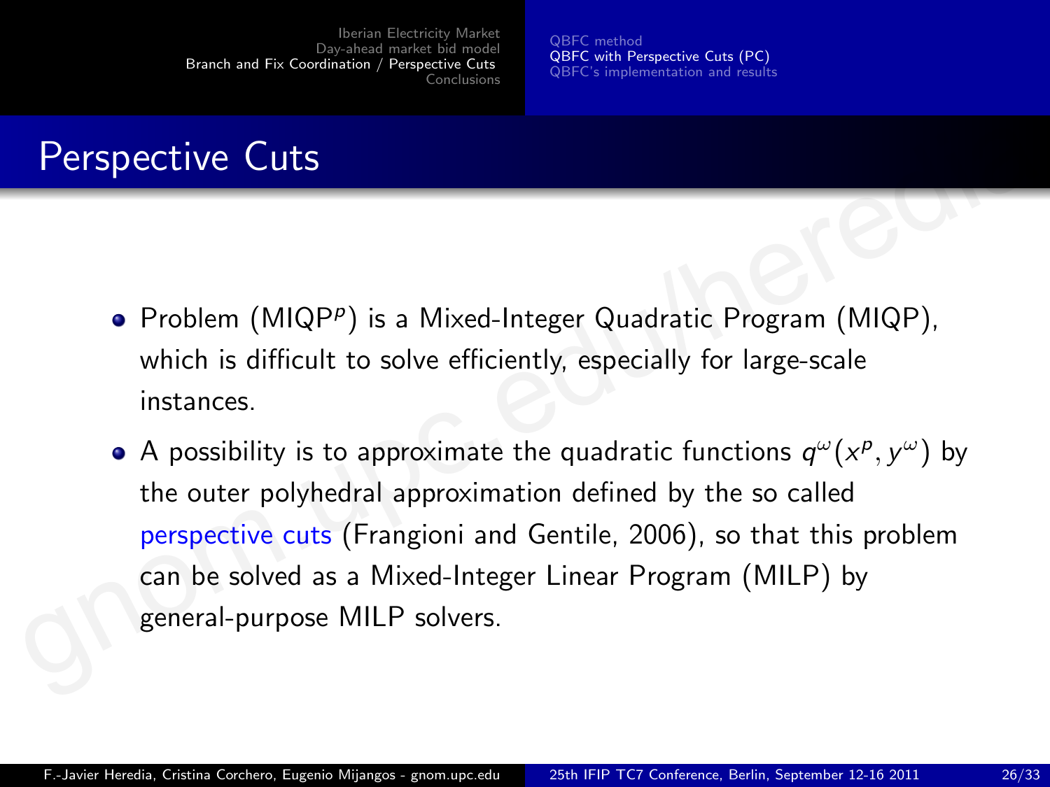# Perspective Cuts

- Problem (MIQP$^p$) is a Mixed-Integer Quadratic Program (MIQP), which is difficult to solve efficiently, especially for large-scale instances.
- A possibility is to approximate the quadratic functions $q^{\omega}(x^p, y^{\omega})$ by the outer polyhedral approximation defined by the so called perspective cuts (Frangioni and Gentile, 2006), so that this problem can be solved as a Mixed-Integer Linear Program (MILP) by general-purpose MILP solvers.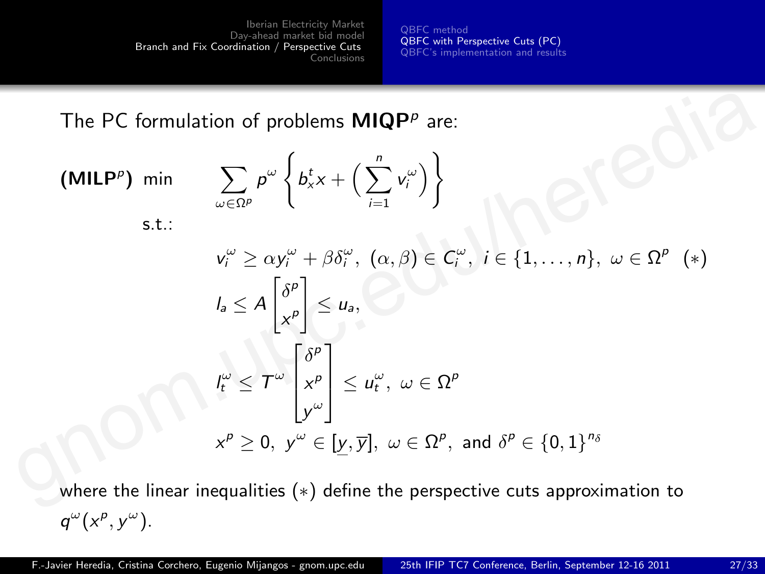The PC formulation of problems $\textbf{MIQP}^p$ are:

$$
\begin{aligned}
\textbf{(MILP}^p\textbf{)} \quad \min \quad & \sum_{\omega \in \Omega^p} p^\omega \left\{ b_x^t x + \Big( \sum_{i=1}^{n} v_i^\omega \Big) \right\} \\
\text{s.t.:} \quad & \\
& v_i^\omega \geq \alpha y_i^\omega + \beta \delta_i^\omega, \ (\alpha, \beta) \in C_i^\omega, \ i \in \{1, \ldots, n\}, \ \omega \in \Omega^p \quad (*) \\
& l_a \leq A \begin{bmatrix} \delta^p \\ x^p \end{bmatrix} \leq u_a, \\
& l_t^\omega \leq T^\omega \begin{bmatrix} \delta^p \\ x^p \\ y^\omega \end{bmatrix} \leq u_t^\omega, \ \omega \in \Omega^p \\
& x^p \geq 0, \ y^\omega \in [\underline{y}, \overline{y}], \ \omega \in \Omega^p, \text{ and } \delta^p \in \{0,1\}^{n_\delta}
\end{aligned}
$$

where the linear inequalities $(*)$ define the perspective cuts approximation to $q^\omega(x^p, y^\omega)$.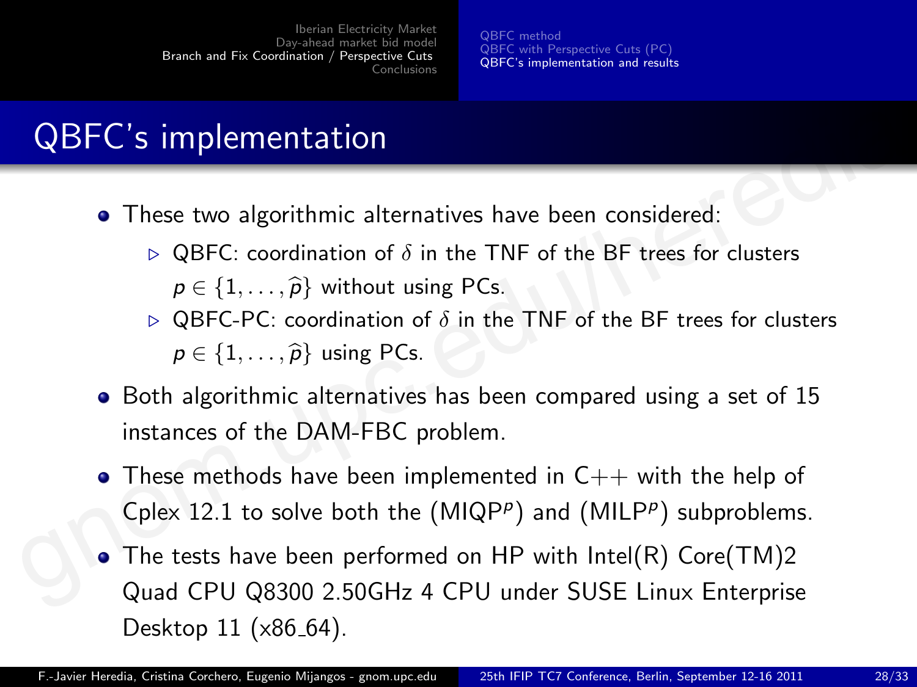# QBFC's implementation

- These two algorithmic alternatives have been considered:
  - ▷ QBFC: coordination of $\delta$ in the TNF of the BF trees for clusters $p \in \{1, \ldots, \widehat{p}\}$ without using PCs.
  - ▷ QBFC-PC: coordination of $\delta$ in the TNF of the BF trees for clusters $p \in \{1, \ldots, \widehat{p}\}$ using PCs.
- Both algorithmic alternatives has been compared using a set of 15 instances of the DAM-FBC problem.
- These methods have been implemented in C++ with the help of Cplex 12.1 to solve both the ($\text{MIQP}^p$) and ($\text{MILP}^p$) subproblems.
- The tests have been performed on HP with Intel(R) Core(TM)2 Quad CPU Q8300 2.50GHz 4 CPU under SUSE Linux Enterprise Desktop 11 (x86_64).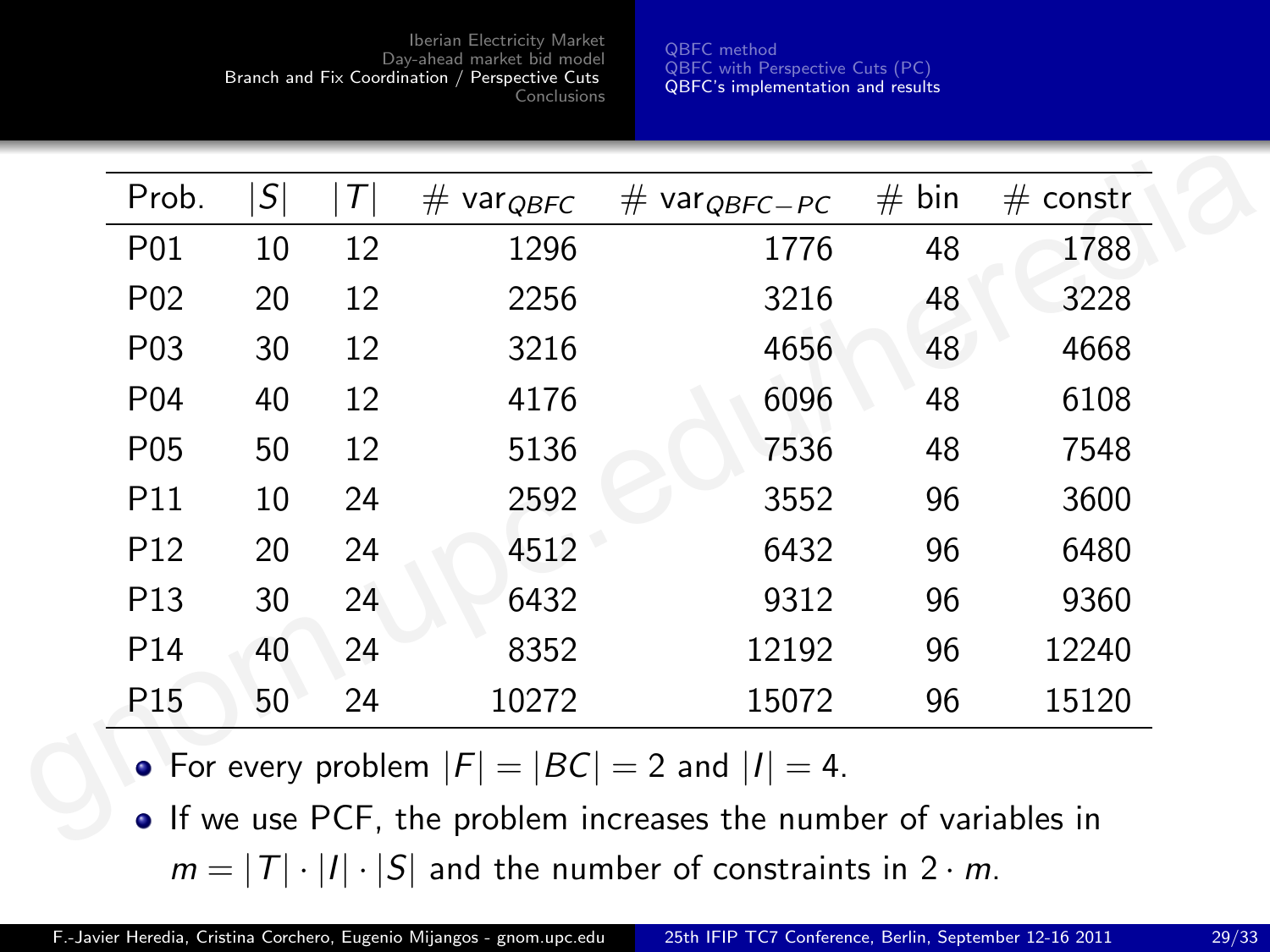| Prob. | $\|S\|$ | $\|T\|$ | # $\text{var}_{QBFC}$ | # $\text{var}_{QBFC-PC}$ | # bin | # constr |
|---|---|---|---|---|---|---|
| P01 | 10 | 12 | 1296 | 1776 | 48 | 1788 |
| P02 | 20 | 12 | 2256 | 3216 | 48 | 3228 |
| P03 | 30 | 12 | 3216 | 4656 | 48 | 4668 |
| P04 | 40 | 12 | 4176 | 6096 | 48 | 6108 |
| P05 | 50 | 12 | 5136 | 7536 | 48 | 7548 |
| P11 | 10 | 24 | 2592 | 3552 | 96 | 3600 |
| P12 | 20 | 24 | 4512 | 6432 | 96 | 6480 |
| P13 | 30 | 24 | 6432 | 9312 | 96 | 9360 |
| P14 | 40 | 24 | 8352 | 12192 | 96 | 12240 |
| P15 | 50 | 24 | 10272 | 15072 | 96 | 15120 |

- For every problem $|F| = |BC| = 2$ and $|I| = 4$.
- If we use PCF, the problem increases the number of variables in $m = |T| \cdot |I| \cdot |S|$ and the number of constraints in $2 \cdot m$.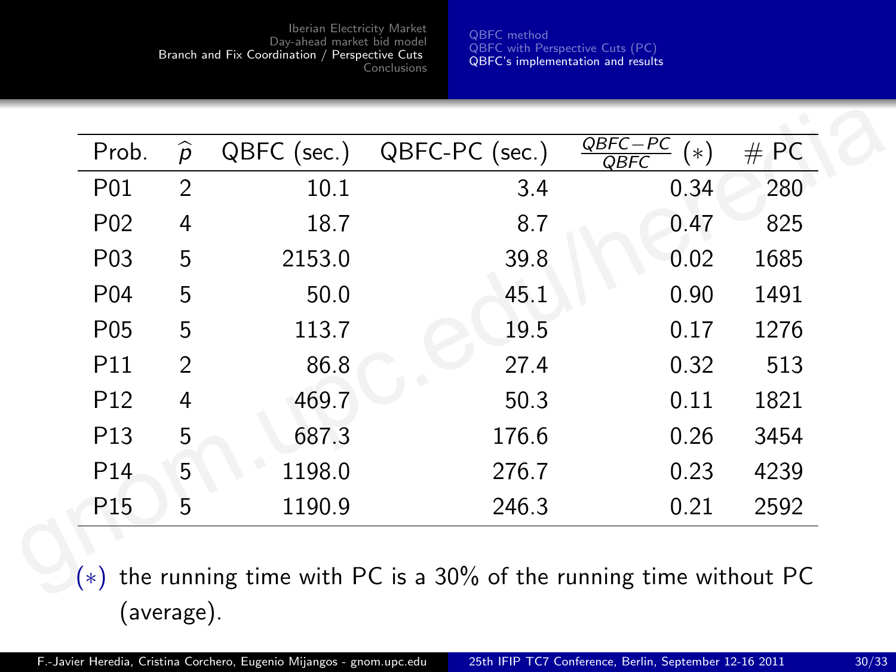| Prob. | $\widehat{p}$ | QBFC (sec.) | QBFC-PC (sec.) | $\frac{QBFC-PC}{QBFC}$ (∗) | # PC |
|---|---|---|---|---|---|
| P01 | 2 | 10.1 | 3.4 | 0.34 | 280 |
| P02 | 4 | 18.7 | 8.7 | 0.47 | 825 |
| P03 | 5 | 2153.0 | 39.8 | 0.02 | 1685 |
| P04 | 5 | 50.0 | 45.1 | 0.90 | 1491 |
| P05 | 5 | 113.7 | 19.5 | 0.17 | 1276 |
| P11 | 2 | 86.8 | 27.4 | 0.32 | 513 |
| P12 | 4 | 469.7 | 50.3 | 0.11 | 1821 |
| P13 | 5 | 687.3 | 176.6 | 0.26 | 3454 |
| P14 | 5 | 1198.0 | 276.7 | 0.23 | 4239 |
| P15 | 5 | 1190.9 | 246.3 | 0.21 | 2592 |

(∗) the running time with PC is a 30% of the running time without PC (average).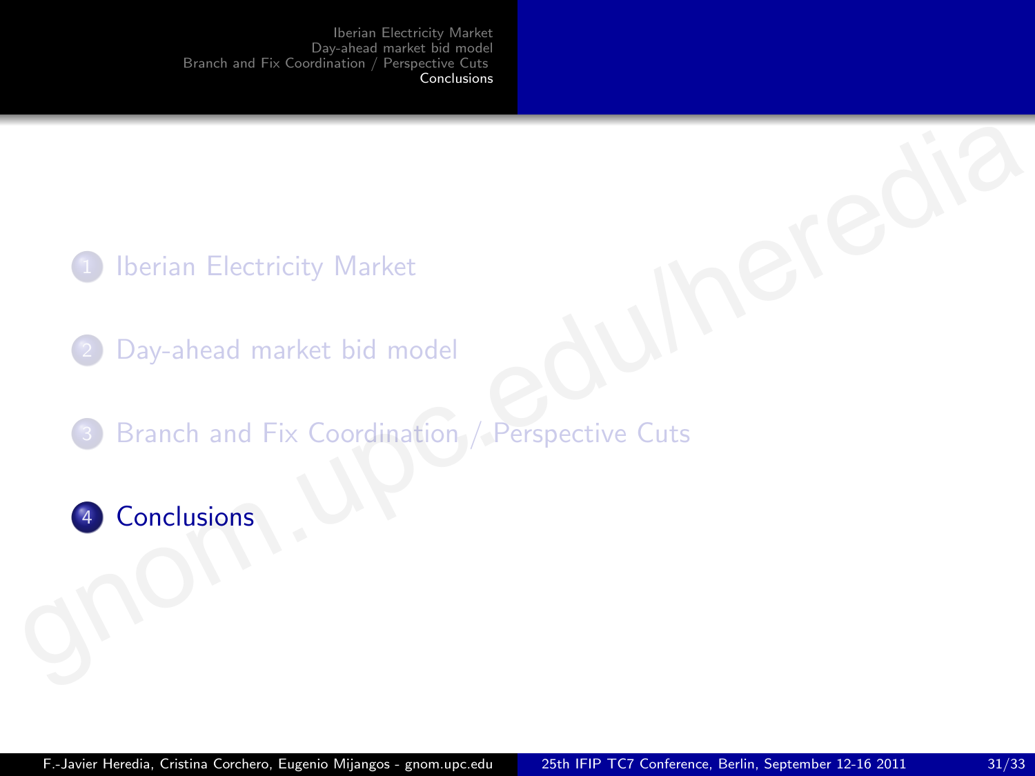1. Iberian Electricity Market
2. Day-ahead market bid model
3. Branch and Fix Coordination / Perspective Cuts
4. **Conclusions**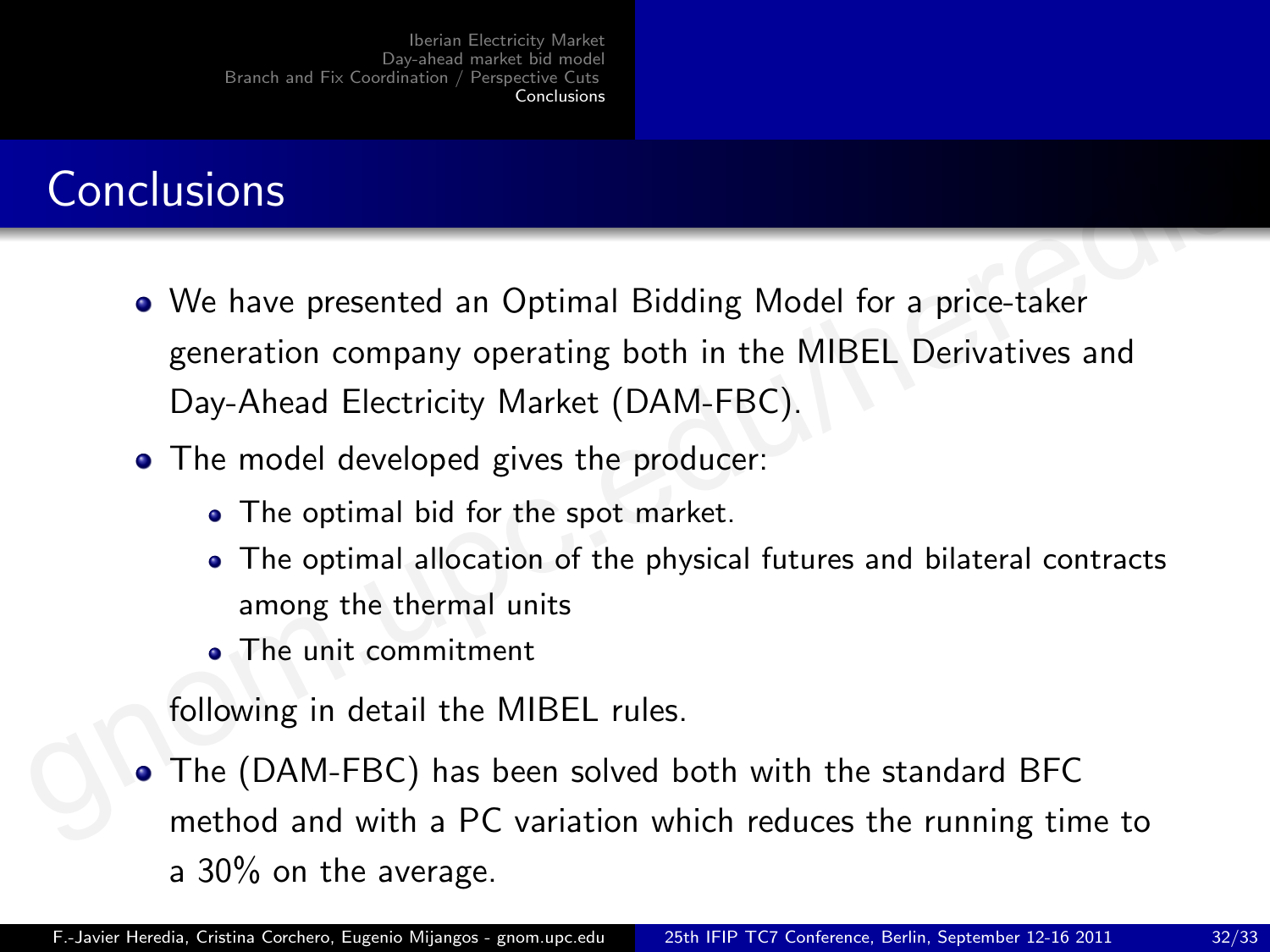# Conclusions

- We have presented an Optimal Bidding Model for a price-taker generation company operating both in the MIBEL Derivatives and Day-Ahead Electricity Market (DAM-FBC).
- The model developed gives the producer:
  - The optimal bid for the spot market.
  - The optimal allocation of the physical futures and bilateral contracts among the thermal units
  - The unit commitment

  following in detail the MIBEL rules.
- The (DAM-FBC) has been solved both with the standard BFC method and with a PC variation which reduces the running time to a 30% on the average.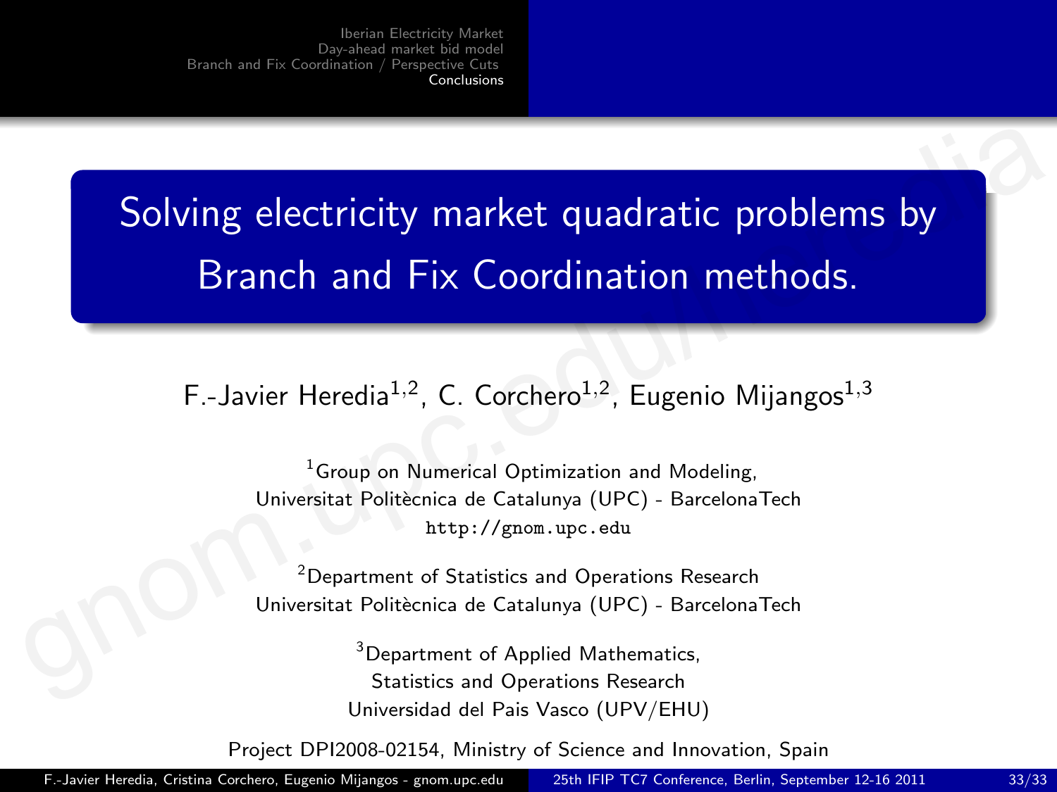# Solving electricity market quadratic problems by Branch and Fix Coordination methods.

F.-Javier Heredia[1,2], C. Corchero[1,2], Eugenio Mijangos[1,3]

[1]Group on Numerical Optimization and Modeling,
Universitat Politècnica de Catalunya (UPC) - BarcelonaTech
http://gnom.upc.edu

[2]Department of Statistics and Operations Research
Universitat Politècnica de Catalunya (UPC) - BarcelonaTech

[3]Department of Applied Mathematics,
Statistics and Operations Research
Universidad del Pais Vasco (UPV/EHU)

Project DPI2008-02154, Ministry of Science and Innovation, Spain